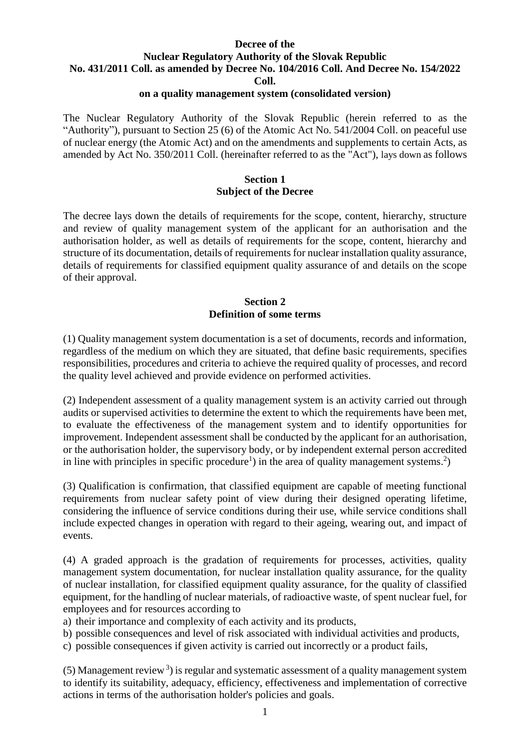# Decree of the Nuclear Regulatory Authority of the Slovak Republic No. 431/2011 Coll. as amended by Decree No. 104/2016 Coll. And Decree No. 154/2022 Coll. on a quality management system (consolidated version)

The Nuclear Regulatory Authority of the Slovak Republic (herein referred to as the "Authority"), pursuant to Section 25 (6) of the Atomic Act No. 541/2004 Coll. on peaceful use of nuclear energy (the Atomic Act) and on the amendments and supplements to certain Acts, as amended by Act No. 350/2011 Coll. (hereinafter referred to as the "Act"), lays down as follows

## Section 1
## Subject of the Decree

The decree lays down the details of requirements for the scope, content, hierarchy, structure and review of quality management system of the applicant for an authorisation and the authorisation holder, as well as details of requirements for the scope, content, hierarchy and structure of its documentation, details of requirements for nuclear installation quality assurance, details of requirements for classified equipment quality assurance of and details on the scope of their approval.

## Section 2
## Definition of some terms

(1) Quality management system documentation is a set of documents, records and information, regardless of the medium on which they are situated, that define basic requirements, specifies responsibilities, procedures and criteria to achieve the required quality of processes, and record the quality level achieved and provide evidence on performed activities.

(2) Independent assessment of a quality management system is an activity carried out through audits or supervised activities to determine the extent to which the requirements have been met, to evaluate the effectiveness of the management system and to identify opportunities for improvement. Independent assessment shall be conducted by the applicant for an authorisation, or the authorisation holder, the supervisory body, or by independent external person accredited in line with principles in specific procedure[1]) in the area of quality management systems.[2])

(3) Qualification is confirmation, that classified equipment are capable of meeting functional requirements from nuclear safety point of view during their designed operating lifetime, considering the influence of service conditions during their use, while service conditions shall include expected changes in operation with regard to their ageing, wearing out, and impact of events.

(4) A graded approach is the gradation of requirements for processes, activities, quality management system documentation, for nuclear installation quality assurance, for the quality of nuclear installation, for classified equipment quality assurance, for the quality of classified equipment, for the handling of nuclear materials, of radioactive waste, of spent nuclear fuel, for employees and for resources according to

a) their importance and complexity of each activity and its products,
b) possible consequences and level of risk associated with individual activities and products,
c) possible consequences if given activity is carried out incorrectly or a product fails,

(5) Management review[3]) is regular and systematic assessment of a quality management system to identify its suitability, adequacy, efficiency, effectiveness and implementation of corrective actions in terms of the authorisation holder's policies and goals.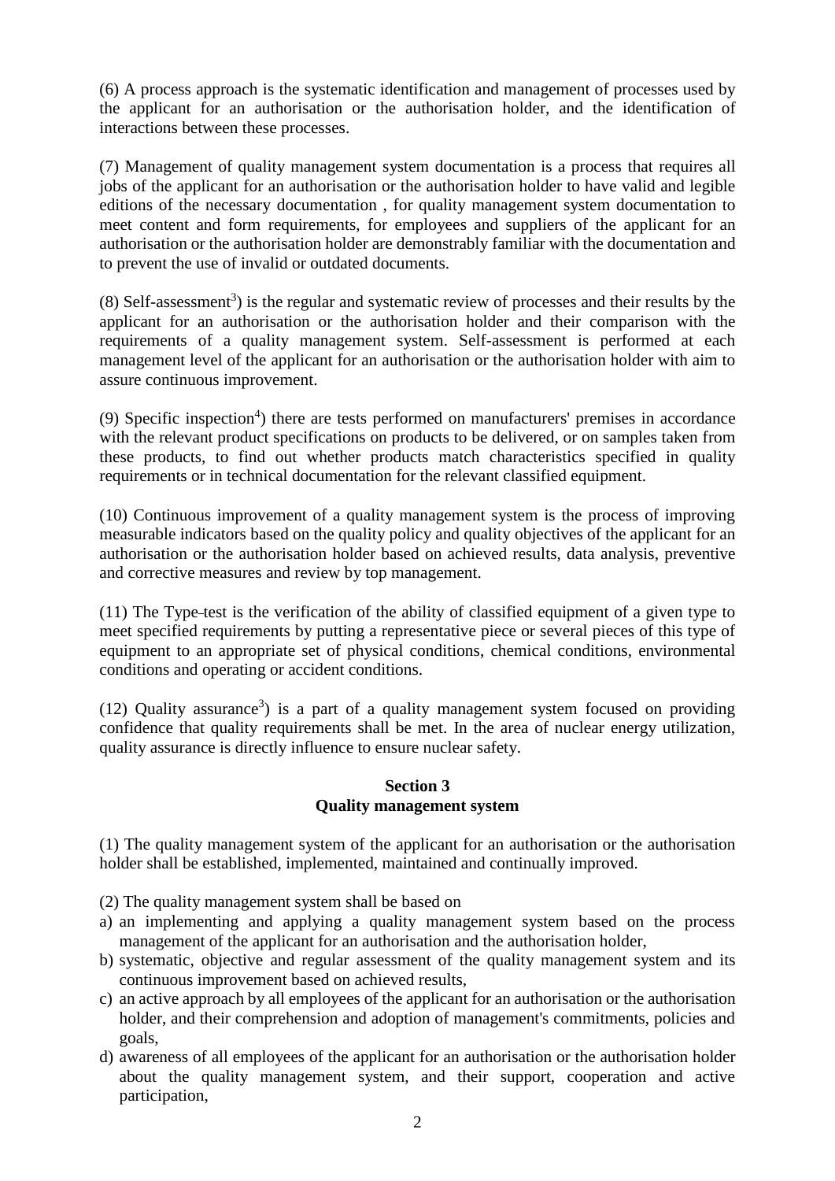(6) A process approach is the systematic identification and management of processes used by the applicant for an authorisation or the authorisation holder, and the identification of interactions between these processes.

(7) Management of quality management system documentation is a process that requires all jobs of the applicant for an authorisation or the authorisation holder to have valid and legible editions of the necessary documentation , for quality management system documentation to meet content and form requirements, for employees and suppliers of the applicant for an authorisation or the authorisation holder are demonstrably familiar with the documentation and to prevent the use of invalid or outdated documents.

(8) Self-assessment[3]) is the regular and systematic review of processes and their results by the applicant for an authorisation or the authorisation holder and their comparison with the requirements of a quality management system. Self-assessment is performed at each management level of the applicant for an authorisation or the authorisation holder with aim to assure continuous improvement.

(9) Specific inspection[4]) there are tests performed on manufacturers' premises in accordance with the relevant product specifications on products to be delivered, or on samples taken from these products, to find out whether products match characteristics specified in quality requirements or in technical documentation for the relevant classified equipment.

(10) Continuous improvement of a quality management system is the process of improving measurable indicators based on the quality policy and quality objectives of the applicant for an authorisation or the authorisation holder based on achieved results, data analysis, preventive and corrective measures and review by top management.

(11) The Type-test is the verification of the ability of classified equipment of a given type to meet specified requirements by putting a representative piece or several pieces of this type of equipment to an appropriate set of physical conditions, chemical conditions, environmental conditions and operating or accident conditions.

(12) Quality assurance[3]) is a part of a quality management system focused on providing confidence that quality requirements shall be met. In the area of nuclear energy utilization, quality assurance is directly influence to ensure nuclear safety.

**Section 3**
**Quality management system**

(1) The quality management system of the applicant for an authorisation or the authorisation holder shall be established, implemented, maintained and continually improved.

(2) The quality management system shall be based on

a) an implementing and applying a quality management system based on the process management of the applicant for an authorisation and the authorisation holder,
b) systematic, objective and regular assessment of the quality management system and its continuous improvement based on achieved results,
c) an active approach by all employees of the applicant for an authorisation or the authorisation holder, and their comprehension and adoption of management's commitments, policies and goals,
d) awareness of all employees of the applicant for an authorisation or the authorisation holder about the quality management system, and their support, cooperation and active participation,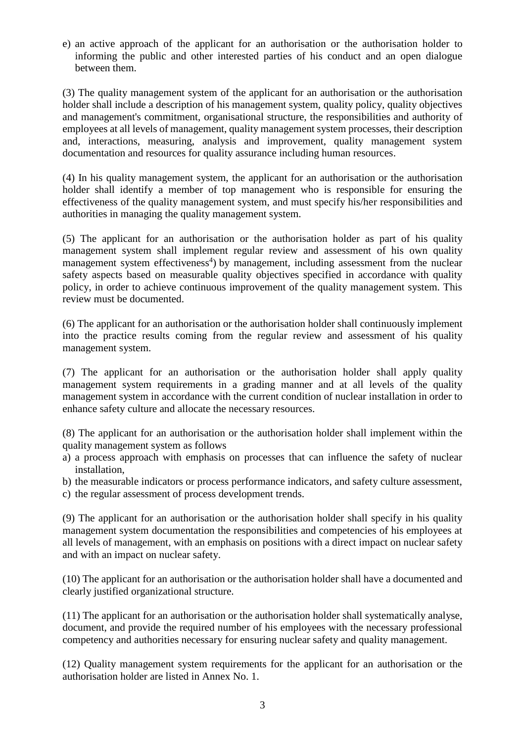e) an active approach of the applicant for an authorisation or the authorisation holder to informing the public and other interested parties of his conduct and an open dialogue between them.

(3) The quality management system of the applicant for an authorisation or the authorisation holder shall include a description of his management system, quality policy, quality objectives and management's commitment, organisational structure, the responsibilities and authority of employees at all levels of management, quality management system processes, their description and, interactions, measuring, analysis and improvement, quality management system documentation and resources for quality assurance including human resources.

(4) In his quality management system, the applicant for an authorisation or the authorisation holder shall identify a member of top management who is responsible for ensuring the effectiveness of the quality management system, and must specify his/her responsibilities and authorities in managing the quality management system.

(5) The applicant for an authorisation or the authorisation holder as part of his quality management system shall implement regular review and assessment of his own quality management system effectiveness[4]) by management, including assessment from the nuclear safety aspects based on measurable quality objectives specified in accordance with quality policy, in order to achieve continuous improvement of the quality management system. This review must be documented.

(6) The applicant for an authorisation or the authorisation holder shall continuously implement into the practice results coming from the regular review and assessment of his quality management system.

(7) The applicant for an authorisation or the authorisation holder shall apply quality management system requirements in a grading manner and at all levels of the quality management system in accordance with the current condition of nuclear installation in order to enhance safety culture and allocate the necessary resources.

(8) The applicant for an authorisation or the authorisation holder shall implement within the quality management system as follows

a) a process approach with emphasis on processes that can influence the safety of nuclear installation,
b) the measurable indicators or process performance indicators, and safety culture assessment,
c) the regular assessment of process development trends.

(9) The applicant for an authorisation or the authorisation holder shall specify in his quality management system documentation the responsibilities and competencies of his employees at all levels of management, with an emphasis on positions with a direct impact on nuclear safety and with an impact on nuclear safety.

(10) The applicant for an authorisation or the authorisation holder shall have a documented and clearly justified organizational structure.

(11) The applicant for an authorisation or the authorisation holder shall systematically analyse, document, and provide the required number of his employees with the necessary professional competency and authorities necessary for ensuring nuclear safety and quality management.

(12) Quality management system requirements for the applicant for an authorisation or the authorisation holder are listed in Annex No. 1.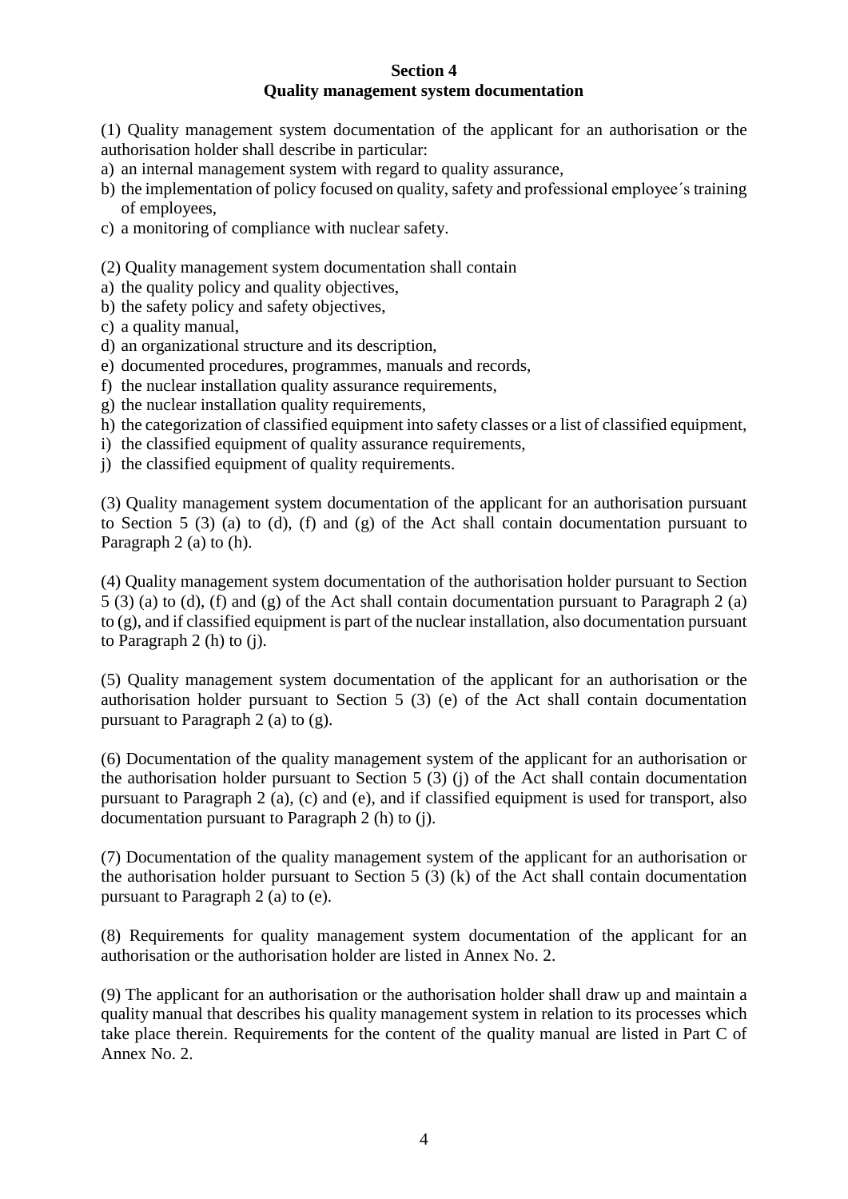## Section 4
## Quality management system documentation

(1) Quality management system documentation of the applicant for an authorisation or the authorisation holder shall describe in particular:

a) an internal management system with regard to quality assurance,
b) the implementation of policy focused on quality, safety and professional employee´s training of employees,
c) a monitoring of compliance with nuclear safety.

(2) Quality management system documentation shall contain

a) the quality policy and quality objectives,
b) the safety policy and safety objectives,
c) a quality manual,
d) an organizational structure and its description,
e) documented procedures, programmes, manuals and records,
f) the nuclear installation quality assurance requirements,
g) the nuclear installation quality requirements,
h) the categorization of classified equipment into safety classes or a list of classified equipment,
i) the classified equipment of quality assurance requirements,
j) the classified equipment of quality requirements.

(3) Quality management system documentation of the applicant for an authorisation pursuant to Section 5 (3) (a) to (d), (f) and (g) of the Act shall contain documentation pursuant to Paragraph 2 (a) to (h).

(4) Quality management system documentation of the authorisation holder pursuant to Section 5 (3) (a) to (d), (f) and (g) of the Act shall contain documentation pursuant to Paragraph 2 (a) to (g), and if classified equipment is part of the nuclear installation, also documentation pursuant to Paragraph 2 (h) to (j).

(5) Quality management system documentation of the applicant for an authorisation or the authorisation holder pursuant to Section 5 (3) (e) of the Act shall contain documentation pursuant to Paragraph 2 (a) to (g).

(6) Documentation of the quality management system of the applicant for an authorisation or the authorisation holder pursuant to Section 5 (3) (j) of the Act shall contain documentation pursuant to Paragraph 2 (a), (c) and (e), and if classified equipment is used for transport, also documentation pursuant to Paragraph 2 (h) to (j).

(7) Documentation of the quality management system of the applicant for an authorisation or the authorisation holder pursuant to Section 5 (3) (k) of the Act shall contain documentation pursuant to Paragraph 2 (a) to (e).

(8) Requirements for quality management system documentation of the applicant for an authorisation or the authorisation holder are listed in Annex No. 2.

(9) The applicant for an authorisation or the authorisation holder shall draw up and maintain a quality manual that describes his quality management system in relation to its processes which take place therein. Requirements for the content of the quality manual are listed in Part C of Annex No. 2.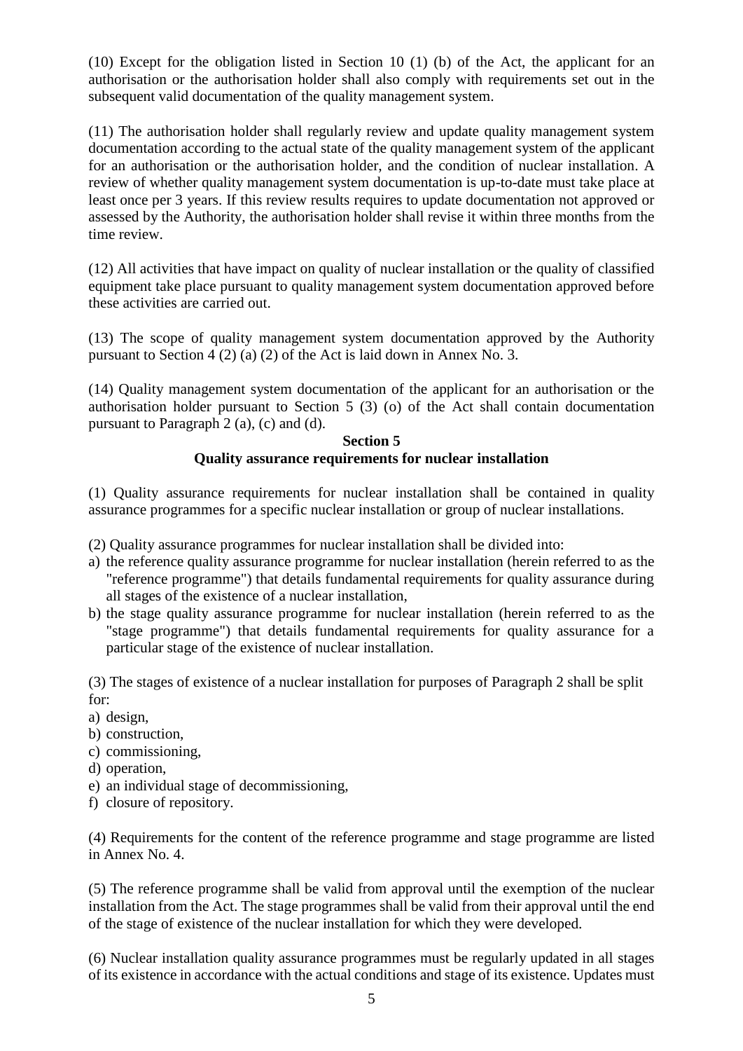(10) Except for the obligation listed in Section 10 (1) (b) of the Act, the applicant for an authorisation or the authorisation holder shall also comply with requirements set out in the subsequent valid documentation of the quality management system.

(11) The authorisation holder shall regularly review and update quality management system documentation according to the actual state of the quality management system of the applicant for an authorisation or the authorisation holder, and the condition of nuclear installation. A review of whether quality management system documentation is up-to-date must take place at least once per 3 years. If this review results requires to update documentation not approved or assessed by the Authority, the authorisation holder shall revise it within three months from the time review.

(12) All activities that have impact on quality of nuclear installation or the quality of classified equipment take place pursuant to quality management system documentation approved before these activities are carried out.

(13) The scope of quality management system documentation approved by the Authority pursuant to Section 4 (2) (a) (2) of the Act is laid down in Annex No. 3.

(14) Quality management system documentation of the applicant for an authorisation or the authorisation holder pursuant to Section 5 (3) (o) of the Act shall contain documentation pursuant to Paragraph 2 (a), (c) and (d).

## Section 5
## Quality assurance requirements for nuclear installation

(1) Quality assurance requirements for nuclear installation shall be contained in quality assurance programmes for a specific nuclear installation or group of nuclear installations.

(2) Quality assurance programmes for nuclear installation shall be divided into:

a) the reference quality assurance programme for nuclear installation (herein referred to as the "reference programme") that details fundamental requirements for quality assurance during all stages of the existence of a nuclear installation,
b) the stage quality assurance programme for nuclear installation (herein referred to as the "stage programme") that details fundamental requirements for quality assurance for a particular stage of the existence of nuclear installation.

(3) The stages of existence of a nuclear installation for purposes of Paragraph 2 shall be split for:

a) design,
b) construction,
c) commissioning,
d) operation,
e) an individual stage of decommissioning,
f) closure of repository.

(4) Requirements for the content of the reference programme and stage programme are listed in Annex No. 4.

(5) The reference programme shall be valid from approval until the exemption of the nuclear installation from the Act. The stage programmes shall be valid from their approval until the end of the stage of existence of the nuclear installation for which they were developed.

(6) Nuclear installation quality assurance programmes must be regularly updated in all stages of its existence in accordance with the actual conditions and stage of its existence. Updates must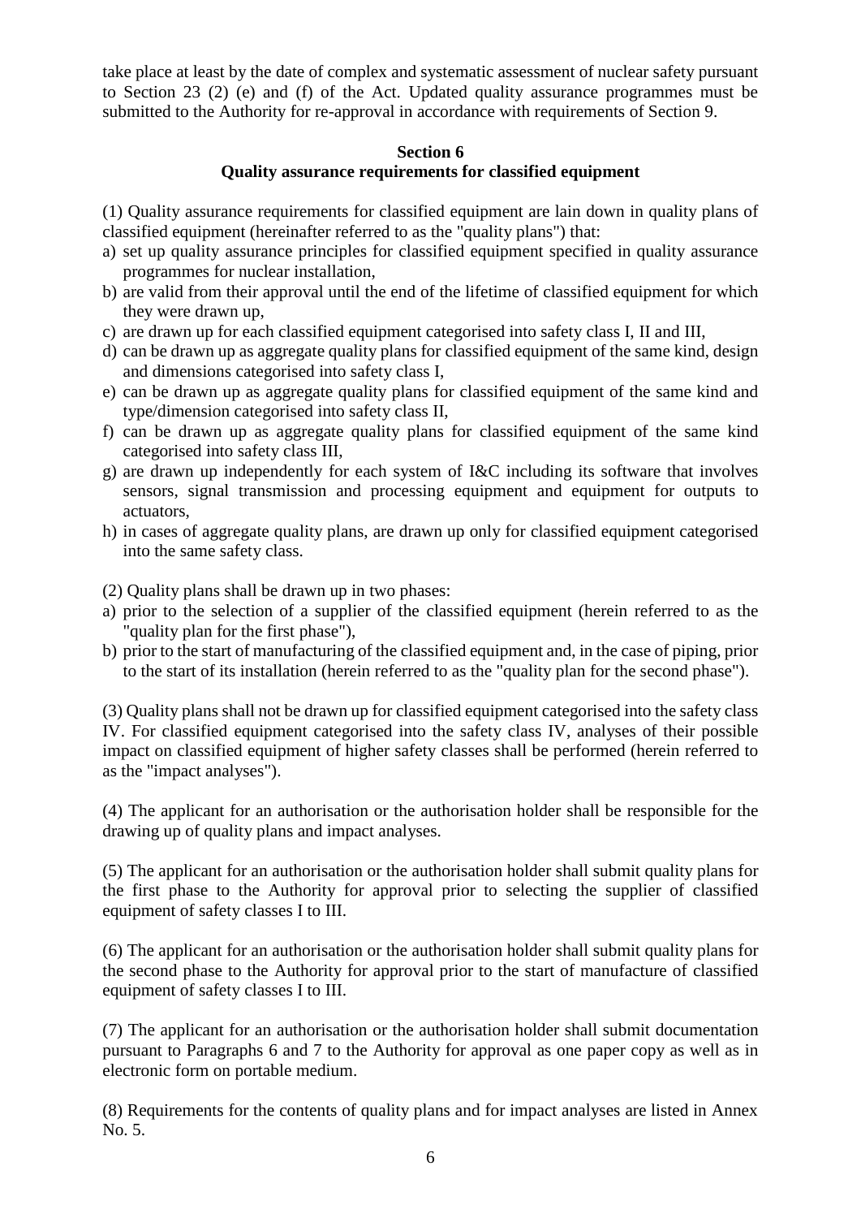take place at least by the date of complex and systematic assessment of nuclear safety pursuant to Section 23 (2) (e) and (f) of the Act. Updated quality assurance programmes must be submitted to the Authority for re-approval in accordance with requirements of Section 9.

## Section 6
## Quality assurance requirements for classified equipment

(1) Quality assurance requirements for classified equipment are lain down in quality plans of classified equipment (hereinafter referred to as the "quality plans") that:

a) set up quality assurance principles for classified equipment specified in quality assurance programmes for nuclear installation,
b) are valid from their approval until the end of the lifetime of classified equipment for which they were drawn up,
c) are drawn up for each classified equipment categorised into safety class I, II and III,
d) can be drawn up as aggregate quality plans for classified equipment of the same kind, design and dimensions categorised into safety class I,
e) can be drawn up as aggregate quality plans for classified equipment of the same kind and type/dimension categorised into safety class II,
f) can be drawn up as aggregate quality plans for classified equipment of the same kind categorised into safety class III,
g) are drawn up independently for each system of I&C including its software that involves sensors, signal transmission and processing equipment and equipment for outputs to actuators,
h) in cases of aggregate quality plans, are drawn up only for classified equipment categorised into the same safety class.

(2) Quality plans shall be drawn up in two phases:

a) prior to the selection of a supplier of the classified equipment (herein referred to as the "quality plan for the first phase"),
b) prior to the start of manufacturing of the classified equipment and, in the case of piping, prior to the start of its installation (herein referred to as the "quality plan for the second phase").

(3) Quality plans shall not be drawn up for classified equipment categorised into the safety class IV. For classified equipment categorised into the safety class IV, analyses of their possible impact on classified equipment of higher safety classes shall be performed (herein referred to as the "impact analyses").

(4) The applicant for an authorisation or the authorisation holder shall be responsible for the drawing up of quality plans and impact analyses.

(5) The applicant for an authorisation or the authorisation holder shall submit quality plans for the first phase to the Authority for approval prior to selecting the supplier of classified equipment of safety classes I to III.

(6) The applicant for an authorisation or the authorisation holder shall submit quality plans for the second phase to the Authority for approval prior to the start of manufacture of classified equipment of safety classes I to III.

(7) The applicant for an authorisation or the authorisation holder shall submit documentation pursuant to Paragraphs 6 and 7 to the Authority for approval as one paper copy as well as in electronic form on portable medium.

(8) Requirements for the contents of quality plans and for impact analyses are listed in Annex No. 5.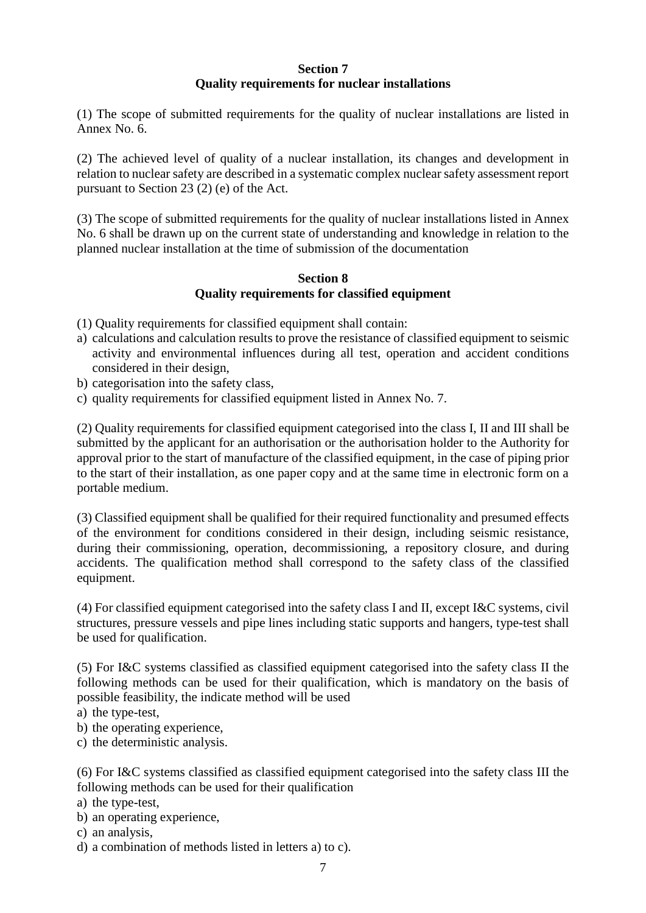## Section 7
## Quality requirements for nuclear installations

(1) The scope of submitted requirements for the quality of nuclear installations are listed in Annex No. 6.

(2) The achieved level of quality of a nuclear installation, its changes and development in relation to nuclear safety are described in a systematic complex nuclear safety assessment report pursuant to Section 23 (2) (e) of the Act.

(3) The scope of submitted requirements for the quality of nuclear installations listed in Annex No. 6 shall be drawn up on the current state of understanding and knowledge in relation to the planned nuclear installation at the time of submission of the documentation

## Section 8
## Quality requirements for classified equipment

(1) Quality requirements for classified equipment shall contain:

a) calculations and calculation results to prove the resistance of classified equipment to seismic activity and environmental influences during all test, operation and accident conditions considered in their design,
b) categorisation into the safety class,
c) quality requirements for classified equipment listed in Annex No. 7.

(2) Quality requirements for classified equipment categorised into the class I, II and III shall be submitted by the applicant for an authorisation or the authorisation holder to the Authority for approval prior to the start of manufacture of the classified equipment, in the case of piping prior to the start of their installation, as one paper copy and at the same time in electronic form on a portable medium.

(3) Classified equipment shall be qualified for their required functionality and presumed effects of the environment for conditions considered in their design, including seismic resistance, during their commissioning, operation, decommissioning, a repository closure, and during accidents. The qualification method shall correspond to the safety class of the classified equipment.

(4) For classified equipment categorised into the safety class I and II, except I&C systems, civil structures, pressure vessels and pipe lines including static supports and hangers, type-test shall be used for qualification.

(5) For I&C systems classified as classified equipment categorised into the safety class II the following methods can be used for their qualification, which is mandatory on the basis of possible feasibility, the indicate method will be used

a) the type-test,
b) the operating experience,
c) the deterministic analysis.

(6) For I&C systems classified as classified equipment categorised into the safety class III the following methods can be used for their qualification

a) the type-test,
b) an operating experience,
c) an analysis,
d) a combination of methods listed in letters a) to c).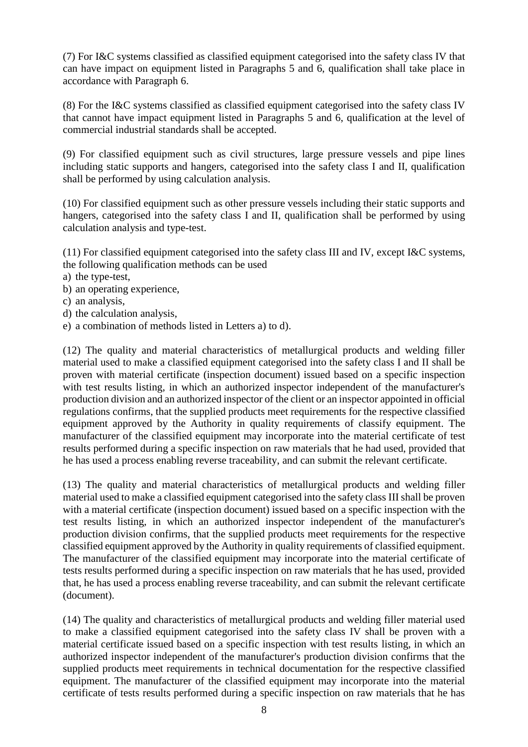(7) For I&C systems classified as classified equipment categorised into the safety class IV that can have impact on equipment listed in Paragraphs 5 and 6, qualification shall take place in accordance with Paragraph 6.

(8) For the I&C systems classified as classified equipment categorised into the safety class IV that cannot have impact equipment listed in Paragraphs 5 and 6, qualification at the level of commercial industrial standards shall be accepted.

(9) For classified equipment such as civil structures, large pressure vessels and pipe lines including static supports and hangers, categorised into the safety class I and II, qualification shall be performed by using calculation analysis.

(10) For classified equipment such as other pressure vessels including their static supports and hangers, categorised into the safety class I and II, qualification shall be performed by using calculation analysis and type-test.

(11) For classified equipment categorised into the safety class III and IV, except I&C systems, the following qualification methods can be used

a) the type-test,
b) an operating experience,
c) an analysis,
d) the calculation analysis,
e) a combination of methods listed in Letters a) to d).

(12) The quality and material characteristics of metallurgical products and welding filler material used to make a classified equipment categorised into the safety class I and II shall be proven with material certificate (inspection document) issued based on a specific inspection with test results listing, in which an authorized inspector independent of the manufacturer's production division and an authorized inspector of the client or an inspector appointed in official regulations confirms, that the supplied products meet requirements for the respective classified equipment approved by the Authority in quality requirements of classify equipment. The manufacturer of the classified equipment may incorporate into the material certificate of test results performed during a specific inspection on raw materials that he had used, provided that he has used a process enabling reverse traceability, and can submit the relevant certificate.

(13) The quality and material characteristics of metallurgical products and welding filler material used to make a classified equipment categorised into the safety class III shall be proven with a material certificate (inspection document) issued based on a specific inspection with the test results listing, in which an authorized inspector independent of the manufacturer's production division confirms, that the supplied products meet requirements for the respective classified equipment approved by the Authority in quality requirements of classified equipment. The manufacturer of the classified equipment may incorporate into the material certificate of tests results performed during a specific inspection on raw materials that he has used, provided that, he has used a process enabling reverse traceability, and can submit the relevant certificate (document).

(14) The quality and characteristics of metallurgical products and welding filler material used to make a classified equipment categorised into the safety class IV shall be proven with a material certificate issued based on a specific inspection with test results listing, in which an authorized inspector independent of the manufacturer's production division confirms that the supplied products meet requirements in technical documentation for the respective classified equipment. The manufacturer of the classified equipment may incorporate into the material certificate of tests results performed during a specific inspection on raw materials that he has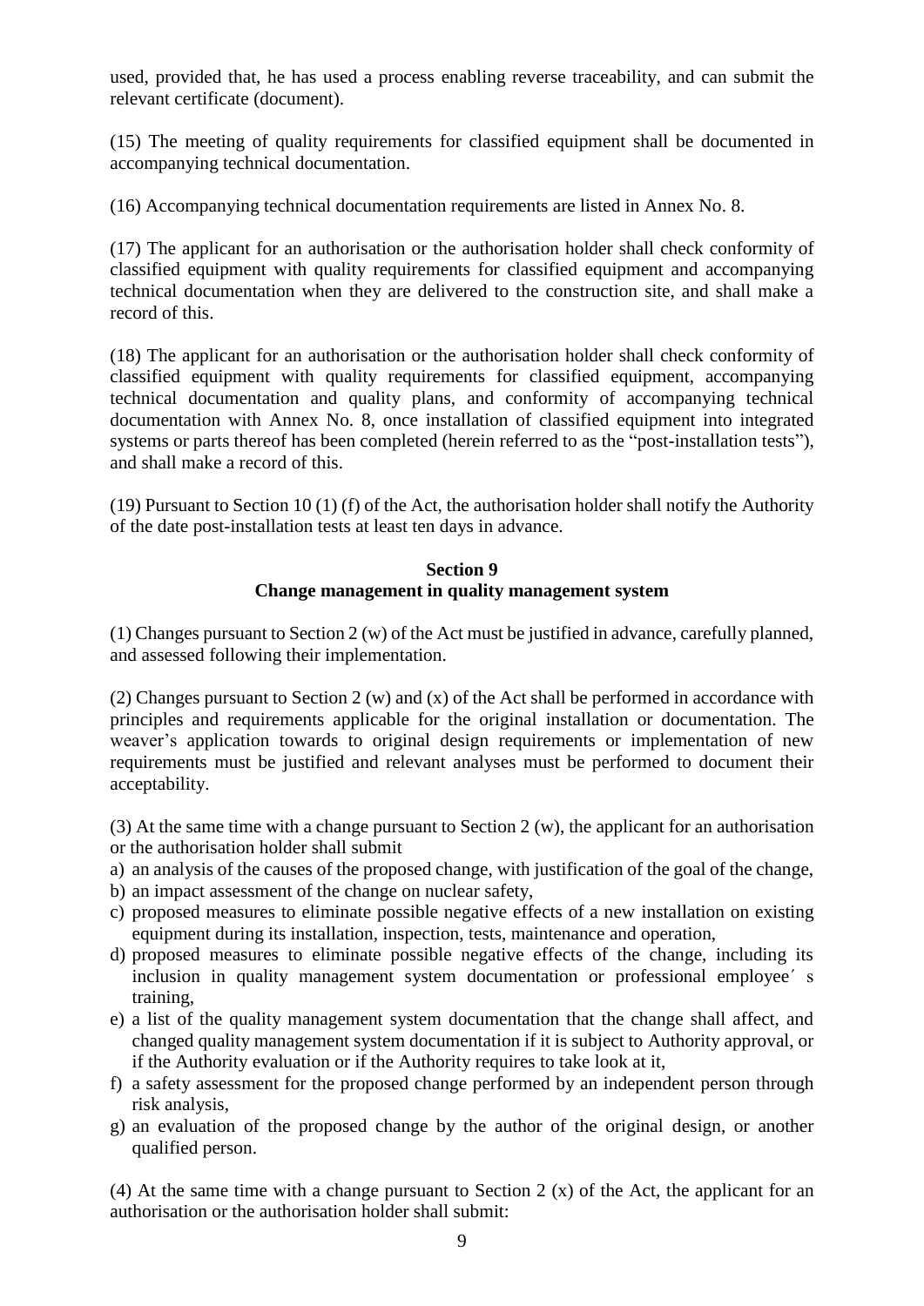used, provided that, he has used a process enabling reverse traceability, and can submit the relevant certificate (document).

(15) The meeting of quality requirements for classified equipment shall be documented in accompanying technical documentation.

(16) Accompanying technical documentation requirements are listed in Annex No. 8.

(17) The applicant for an authorisation or the authorisation holder shall check conformity of classified equipment with quality requirements for classified equipment and accompanying technical documentation when they are delivered to the construction site, and shall make a record of this.

(18) The applicant for an authorisation or the authorisation holder shall check conformity of classified equipment with quality requirements for classified equipment, accompanying technical documentation and quality plans, and conformity of accompanying technical documentation with Annex No. 8, once installation of classified equipment into integrated systems or parts thereof has been completed (herein referred to as the "post-installation tests"), and shall make a record of this.

(19) Pursuant to Section 10 (1) (f) of the Act, the authorisation holder shall notify the Authority of the date post-installation tests at least ten days in advance.

**Section 9**
**Change management in quality management system**

(1) Changes pursuant to Section 2 (w) of the Act must be justified in advance, carefully planned, and assessed following their implementation.

(2) Changes pursuant to Section 2 (w) and (x) of the Act shall be performed in accordance with principles and requirements applicable for the original installation or documentation. The weaver's application towards to original design requirements or implementation of new requirements must be justified and relevant analyses must be performed to document their acceptability.

(3) At the same time with a change pursuant to Section 2 (w), the applicant for an authorisation or the authorisation holder shall submit

a) an analysis of the causes of the proposed change, with justification of the goal of the change,
b) an impact assessment of the change on nuclear safety,
c) proposed measures to eliminate possible negative effects of a new installation on existing equipment during its installation, inspection, tests, maintenance and operation,
d) proposed measures to eliminate possible negative effects of the change, including its inclusion in quality management system documentation or professional employee´ s training,
e) a list of the quality management system documentation that the change shall affect, and changed quality management system documentation if it is subject to Authority approval, or if the Authority evaluation or if the Authority requires to take look at it,
f) a safety assessment for the proposed change performed by an independent person through risk analysis,
g) an evaluation of the proposed change by the author of the original design, or another qualified person.

(4) At the same time with a change pursuant to Section 2 (x) of the Act, the applicant for an authorisation or the authorisation holder shall submit: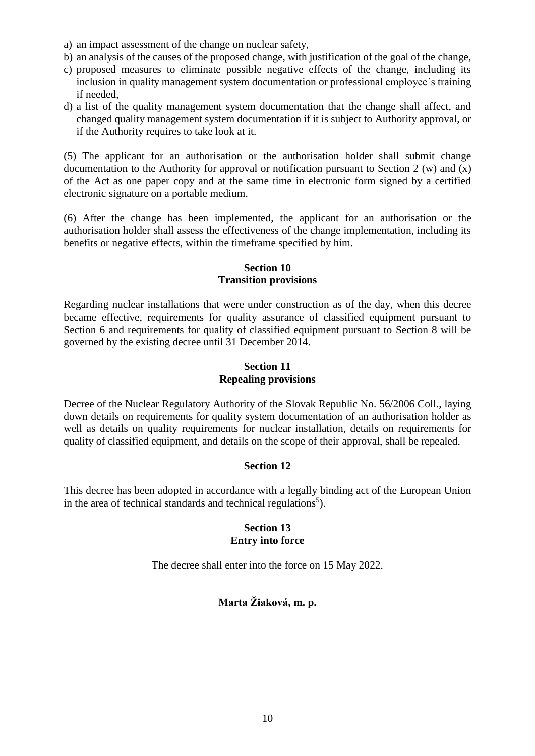a) an impact assessment of the change on nuclear safety,
b) an analysis of the causes of the proposed change, with justification of the goal of the change,
c) proposed measures to eliminate possible negative effects of the change, including its inclusion in quality management system documentation or professional employee´s training if needed,
d) a list of the quality management system documentation that the change shall affect, and changed quality management system documentation if it is subject to Authority approval, or if the Authority requires to take look at it.

(5) The applicant for an authorisation or the authorisation holder shall submit change documentation to the Authority for approval or notification pursuant to Section 2 (w) and (x) of the Act as one paper copy and at the same time in electronic form signed by a certified electronic signature on a portable medium.

(6) After the change has been implemented, the applicant for an authorisation or the authorisation holder shall assess the effectiveness of the change implementation, including its benefits or negative effects, within the timeframe specified by him.

## Section 10
## Transition provisions

Regarding nuclear installations that were under construction as of the day, when this decree became effective, requirements for quality assurance of classified equipment pursuant to Section 6 and requirements for quality of classified equipment pursuant to Section 8 will be governed by the existing decree until 31 December 2014.

## Section 11
## Repealing provisions

Decree of the Nuclear Regulatory Authority of the Slovak Republic No. 56/2006 Coll., laying down details on requirements for quality system documentation of an authorisation holder as well as details on quality requirements for nuclear installation, details on requirements for quality of classified equipment, and details on the scope of their approval, shall be repealed.

## Section 12

This decree has been adopted in accordance with a legally binding act of the European Union in the area of technical standards and technical regulations[5]).

## Section 13
## Entry into force

The decree shall enter into the force on 15 May 2022.

**Marta Žiaková, m. p.**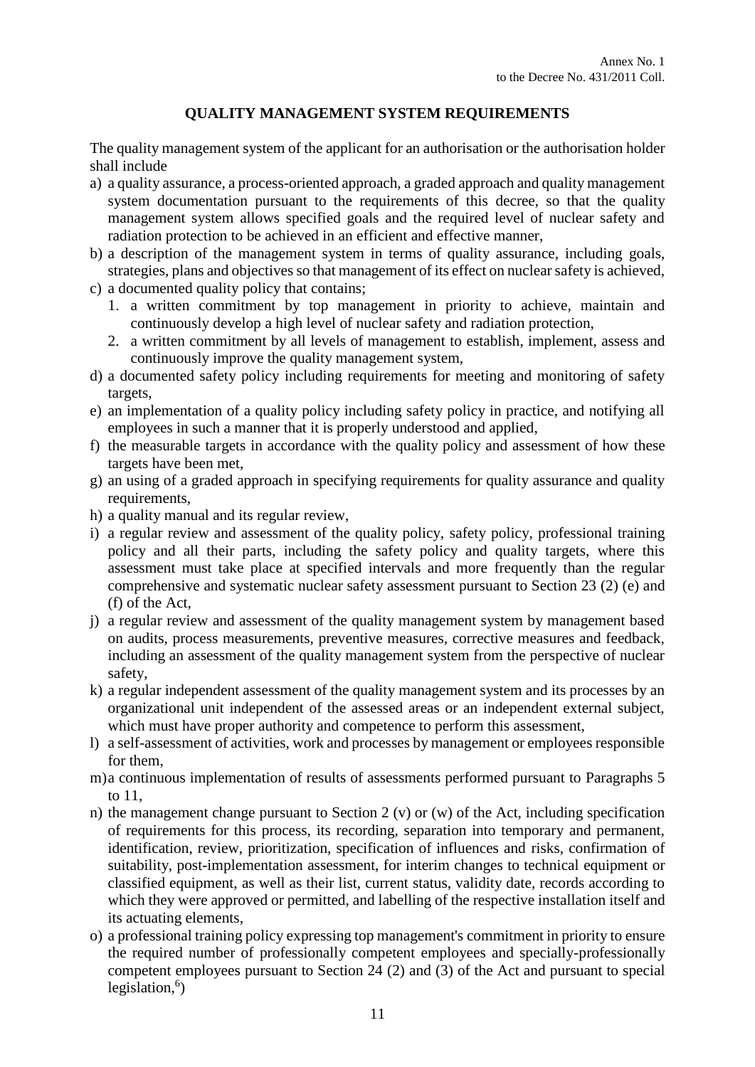Annex No. 1
to the Decree No. 431/2011 Coll.

## QUALITY MANAGEMENT SYSTEM REQUIREMENTS

The quality management system of the applicant for an authorisation or the authorisation holder shall include

a) a quality assurance, a process-oriented approach, a graded approach and quality management system documentation pursuant to the requirements of this decree, so that the quality management system allows specified goals and the required level of nuclear safety and radiation protection to be achieved in an efficient and effective manner,
b) a description of the management system in terms of quality assurance, including goals, strategies, plans and objectives so that management of its effect on nuclear safety is achieved,
c) a documented quality policy that contains;
   1. a written commitment by top management in priority to achieve, maintain and continuously develop a high level of nuclear safety and radiation protection,
   2. a written commitment by all levels of management to establish, implement, assess and continuously improve the quality management system,
d) a documented safety policy including requirements for meeting and monitoring of safety targets,
e) an implementation of a quality policy including safety policy in practice, and notifying all employees in such a manner that it is properly understood and applied,
f) the measurable targets in accordance with the quality policy and assessment of how these targets have been met,
g) an using of a graded approach in specifying requirements for quality assurance and quality requirements,
h) a quality manual and its regular review,
i) a regular review and assessment of the quality policy, safety policy, professional training policy and all their parts, including the safety policy and quality targets, where this assessment must take place at specified intervals and more frequently than the regular comprehensive and systematic nuclear safety assessment pursuant to Section 23 (2) (e) and (f) of the Act,
j) a regular review and assessment of the quality management system by management based on audits, process measurements, preventive measures, corrective measures and feedback, including an assessment of the quality management system from the perspective of nuclear safety,
k) a regular independent assessment of the quality management system and its processes by an organizational unit independent of the assessed areas or an independent external subject, which must have proper authority and competence to perform this assessment,
l) a self-assessment of activities, work and processes by management or employees responsible for them,
m) a continuous implementation of results of assessments performed pursuant to Paragraphs 5 to 11,
n) the management change pursuant to Section 2 (v) or (w) of the Act, including specification of requirements for this process, its recording, separation into temporary and permanent, identification, review, prioritization, specification of influences and risks, confirmation of suitability, post-implementation assessment, for interim changes to technical equipment or classified equipment, as well as their list, current status, validity date, records according to which they were approved or permitted, and labelling of the respective installation itself and its actuating elements,
o) a professional training policy expressing top management's commitment in priority to ensure the required number of professionally competent employees and specially-professionally competent employees pursuant to Section 24 (2) and (3) of the Act and pursuant to special legislation,[6])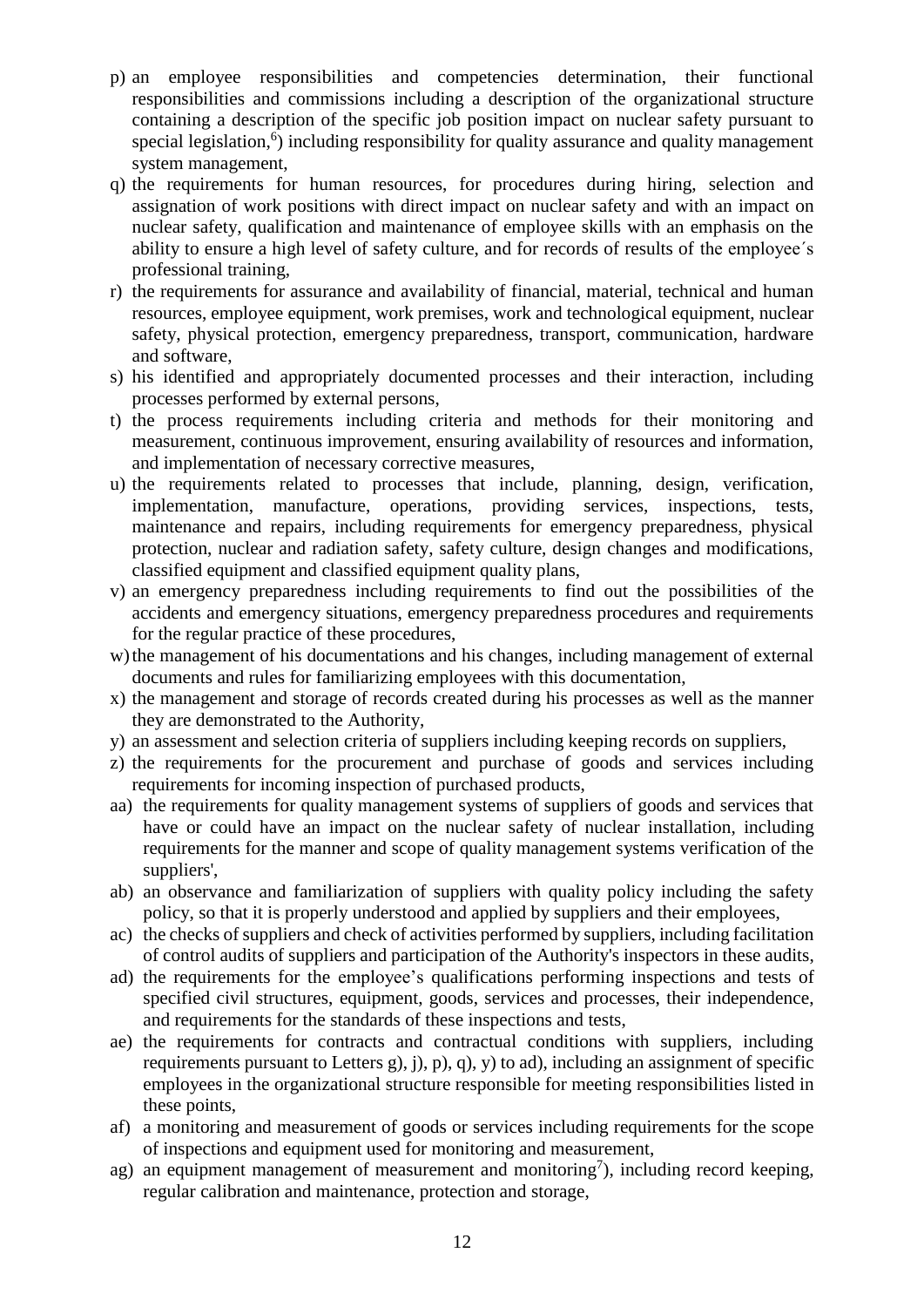p) an employee responsibilities and competencies determination, their functional responsibilities and commissions including a description of the organizational structure containing a description of the specific job position impact on nuclear safety pursuant to special legislation,[6]) including responsibility for quality assurance and quality management system management,
q) the requirements for human resources, for procedures during hiring, selection and assignation of work positions with direct impact on nuclear safety and with an impact on nuclear safety, qualification and maintenance of employee skills with an emphasis on the ability to ensure a high level of safety culture, and for records of results of the employee´s professional training,
r) the requirements for assurance and availability of financial, material, technical and human resources, employee equipment, work premises, work and technological equipment, nuclear safety, physical protection, emergency preparedness, transport, communication, hardware and software,
s) his identified and appropriately documented processes and their interaction, including processes performed by external persons,
t) the process requirements including criteria and methods for their monitoring and measurement, continuous improvement, ensuring availability of resources and information, and implementation of necessary corrective measures,
u) the requirements related to processes that include, planning, design, verification, implementation, manufacture, operations, providing services, inspections, tests, maintenance and repairs, including requirements for emergency preparedness, physical protection, nuclear and radiation safety, safety culture, design changes and modifications, classified equipment and classified equipment quality plans,
v) an emergency preparedness including requirements to find out the possibilities of the accidents and emergency situations, emergency preparedness procedures and requirements for the regular practice of these procedures,
w) the management of his documentations and his changes, including management of external documents and rules for familiarizing employees with this documentation,
x) the management and storage of records created during his processes as well as the manner they are demonstrated to the Authority,
y) an assessment and selection criteria of suppliers including keeping records on suppliers,
z) the requirements for the procurement and purchase of goods and services including requirements for incoming inspection of purchased products,
aa) the requirements for quality management systems of suppliers of goods and services that have or could have an impact on the nuclear safety of nuclear installation, including requirements for the manner and scope of quality management systems verification of the suppliers',
ab) an observance and familiarization of suppliers with quality policy including the safety policy, so that it is properly understood and applied by suppliers and their employees,
ac) the checks of suppliers and check of activities performed by suppliers, including facilitation of control audits of suppliers and participation of the Authority's inspectors in these audits,
ad) the requirements for the employee's qualifications performing inspections and tests of specified civil structures, equipment, goods, services and processes, their independence, and requirements for the standards of these inspections and tests,
ae) the requirements for contracts and contractual conditions with suppliers, including requirements pursuant to Letters g), j), p), q), y) to ad), including an assignment of specific employees in the organizational structure responsible for meeting responsibilities listed in these points,
af) a monitoring and measurement of goods or services including requirements for the scope of inspections and equipment used for monitoring and measurement,
ag) an equipment management of measurement and monitoring[7]), including record keeping, regular calibration and maintenance, protection and storage,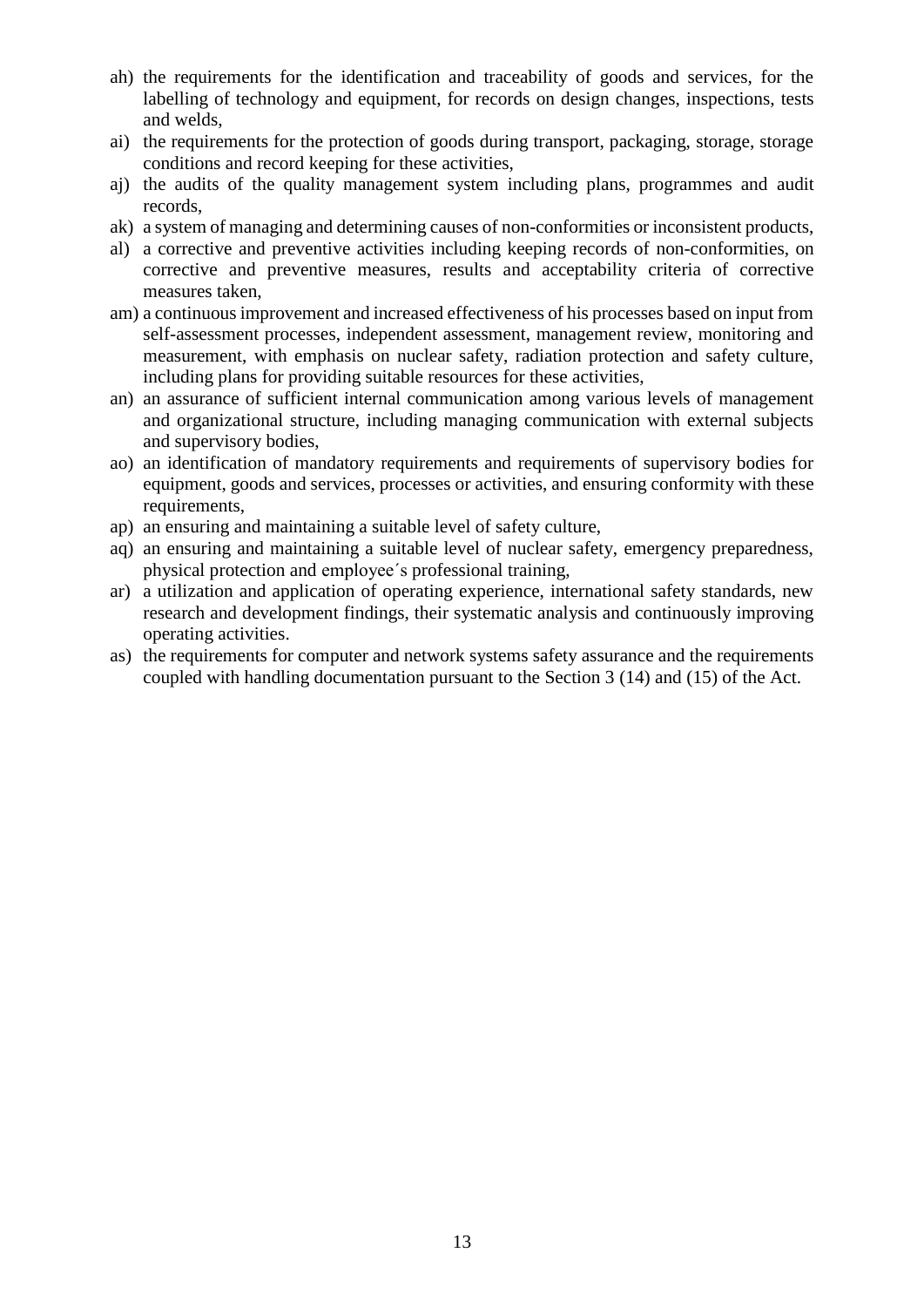ah) the requirements for the identification and traceability of goods and services, for the labelling of technology and equipment, for records on design changes, inspections, tests and welds,

ai) the requirements for the protection of goods during transport, packaging, storage, storage conditions and record keeping for these activities,

aj) the audits of the quality management system including plans, programmes and audit records,

ak) a system of managing and determining causes of non-conformities or inconsistent products,

al) a corrective and preventive activities including keeping records of non-conformities, on corrective and preventive measures, results and acceptability criteria of corrective measures taken,

am) a continuous improvement and increased effectiveness of his processes based on input from self-assessment processes, independent assessment, management review, monitoring and measurement, with emphasis on nuclear safety, radiation protection and safety culture, including plans for providing suitable resources for these activities,

an) an assurance of sufficient internal communication among various levels of management and organizational structure, including managing communication with external subjects and supervisory bodies,

ao) an identification of mandatory requirements and requirements of supervisory bodies for equipment, goods and services, processes or activities, and ensuring conformity with these requirements,

ap) an ensuring and maintaining a suitable level of safety culture,

aq) an ensuring and maintaining a suitable level of nuclear safety, emergency preparedness, physical protection and employee´s professional training,

ar) a utilization and application of operating experience, international safety standards, new research and development findings, their systematic analysis and continuously improving operating activities.

as) the requirements for computer and network systems safety assurance and the requirements coupled with handling documentation pursuant to the Section 3 (14) and (15) of the Act.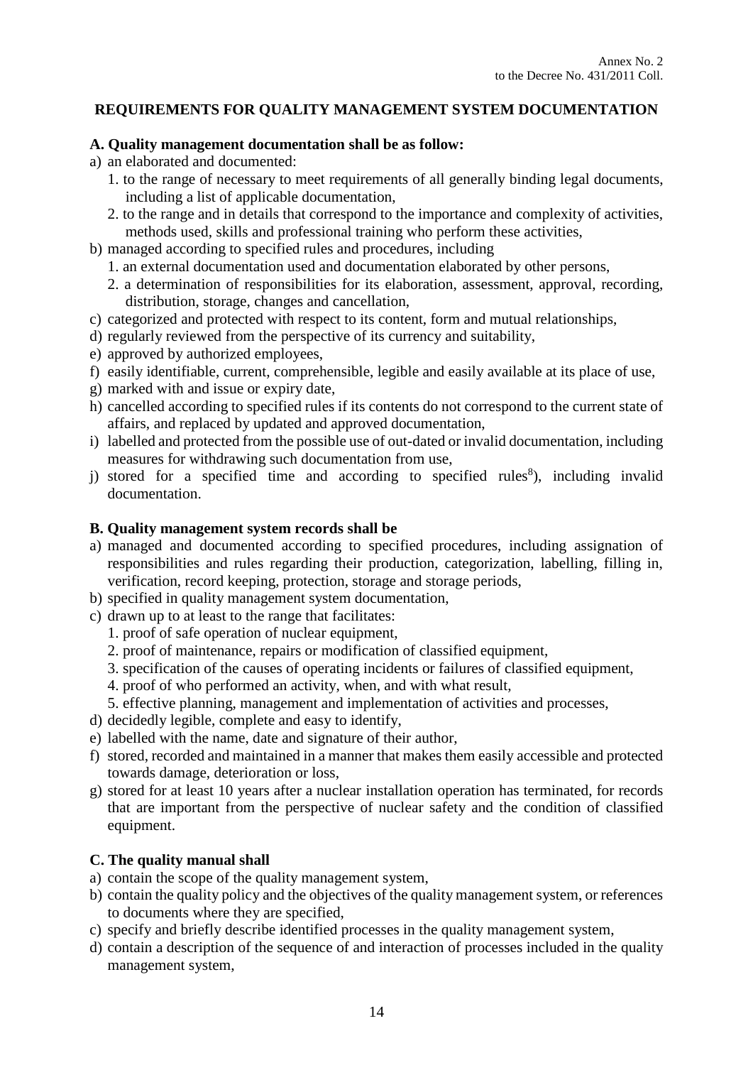Annex No. 2
to the Decree No. 431/2011 Coll.

## REQUIREMENTS FOR QUALITY MANAGEMENT SYSTEM DOCUMENTATION

**A. Quality management documentation shall be as follow:**

a) an elaborated and documented:
   1. to the range of necessary to meet requirements of all generally binding legal documents, including a list of applicable documentation,
   2. to the range and in details that correspond to the importance and complexity of activities, methods used, skills and professional training who perform these activities,

b) managed according to specified rules and procedures, including
   1. an external documentation used and documentation elaborated by other persons,
   2. a determination of responsibilities for its elaboration, assessment, approval, recording, distribution, storage, changes and cancellation,

c) categorized and protected with respect to its content, form and mutual relationships,

d) regularly reviewed from the perspective of its currency and suitability,

e) approved by authorized employees,

f) easily identifiable, current, comprehensible, legible and easily available at its place of use,

g) marked with and issue or expiry date,

h) cancelled according to specified rules if its contents do not correspond to the current state of affairs, and replaced by updated and approved documentation,

i) labelled and protected from the possible use of out-dated or invalid documentation, including measures for withdrawing such documentation from use,

j) stored for a specified time and according to specified rules[8]), including invalid documentation.

**B. Quality management system records shall be**

a) managed and documented according to specified procedures, including assignation of responsibilities and rules regarding their production, categorization, labelling, filling in, verification, record keeping, protection, storage and storage periods,

b) specified in quality management system documentation,

c) drawn up to at least to the range that facilitates:
   1. proof of safe operation of nuclear equipment,
   2. proof of maintenance, repairs or modification of classified equipment,
   3. specification of the causes of operating incidents or failures of classified equipment,
   4. proof of who performed an activity, when, and with what result,
   5. effective planning, management and implementation of activities and processes,

d) decidedly legible, complete and easy to identify,

e) labelled with the name, date and signature of their author,

f) stored, recorded and maintained in a manner that makes them easily accessible and protected towards damage, deterioration or loss,

g) stored for at least 10 years after a nuclear installation operation has terminated, for records that are important from the perspective of nuclear safety and the condition of classified equipment.

**C. The quality manual shall**

a) contain the scope of the quality management system,

b) contain the quality policy and the objectives of the quality management system, or references to documents where they are specified,

c) specify and briefly describe identified processes in the quality management system,

d) contain a description of the sequence of and interaction of processes included in the quality management system,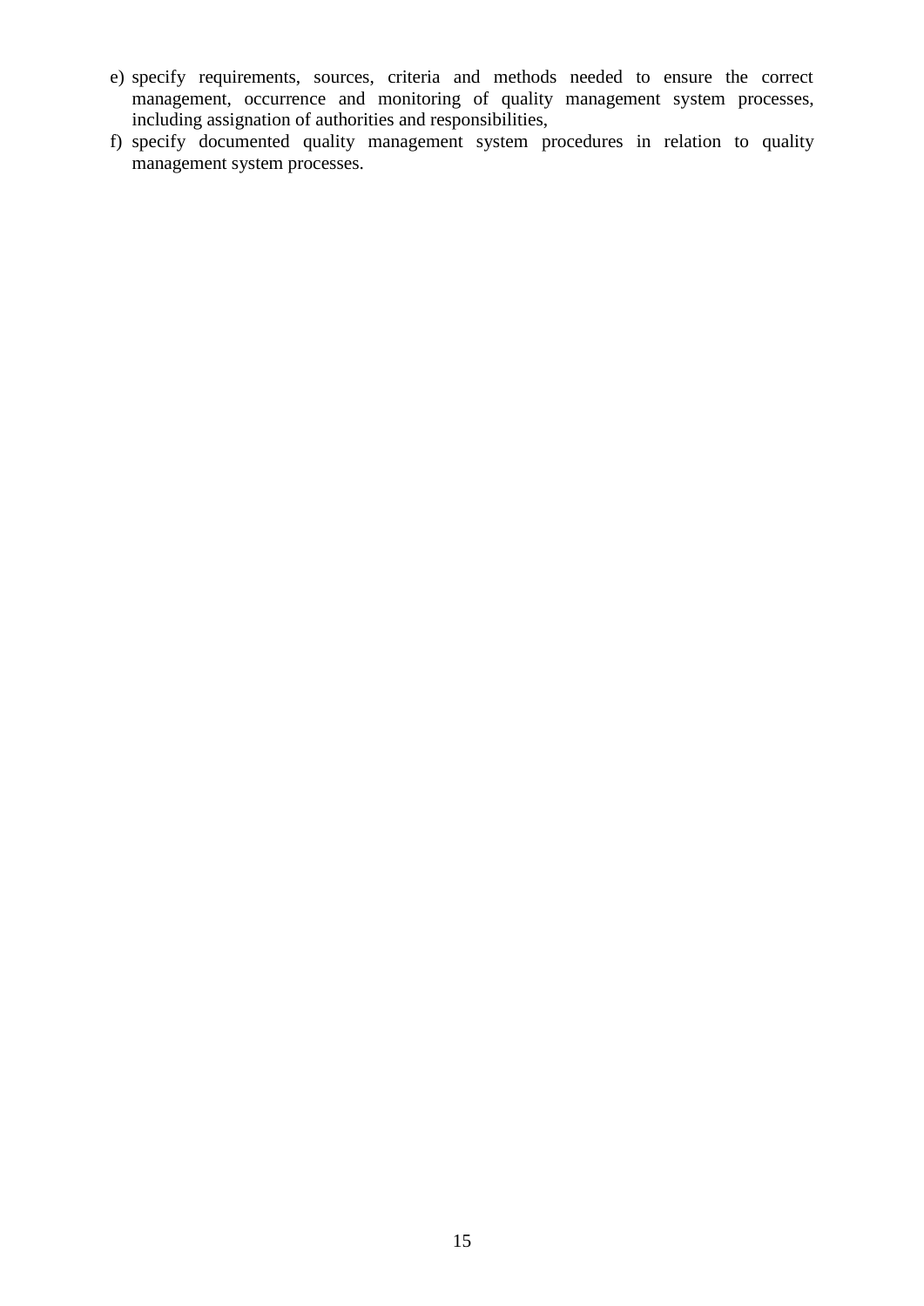e) specify requirements, sources, criteria and methods needed to ensure the correct management, occurrence and monitoring of quality management system processes, including assignation of authorities and responsibilities,
f) specify documented quality management system procedures in relation to quality management system processes.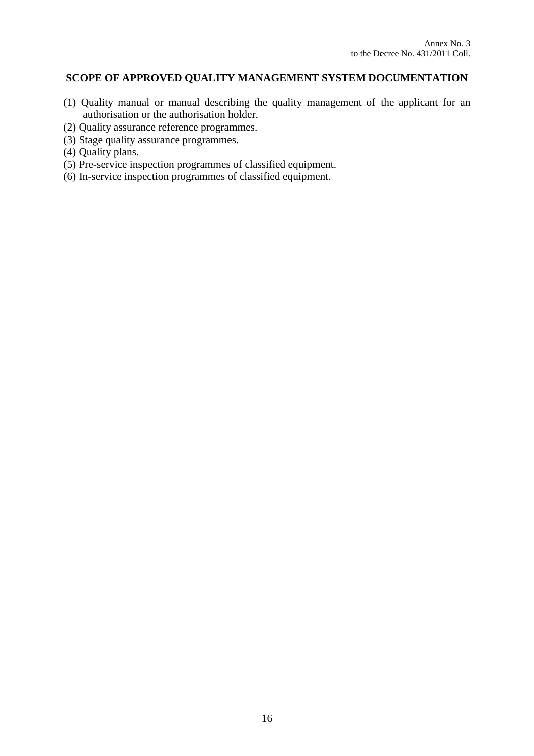Annex No. 3
to the Decree No. 431/2011 Coll.

## SCOPE OF APPROVED QUALITY MANAGEMENT SYSTEM DOCUMENTATION

(1) Quality manual or manual describing the quality management of the applicant for an authorisation or the authorisation holder.

(2) Quality assurance reference programmes.

(3) Stage quality assurance programmes.

(4) Quality plans.

(5) Pre-service inspection programmes of classified equipment.

(6) In-service inspection programmes of classified equipment.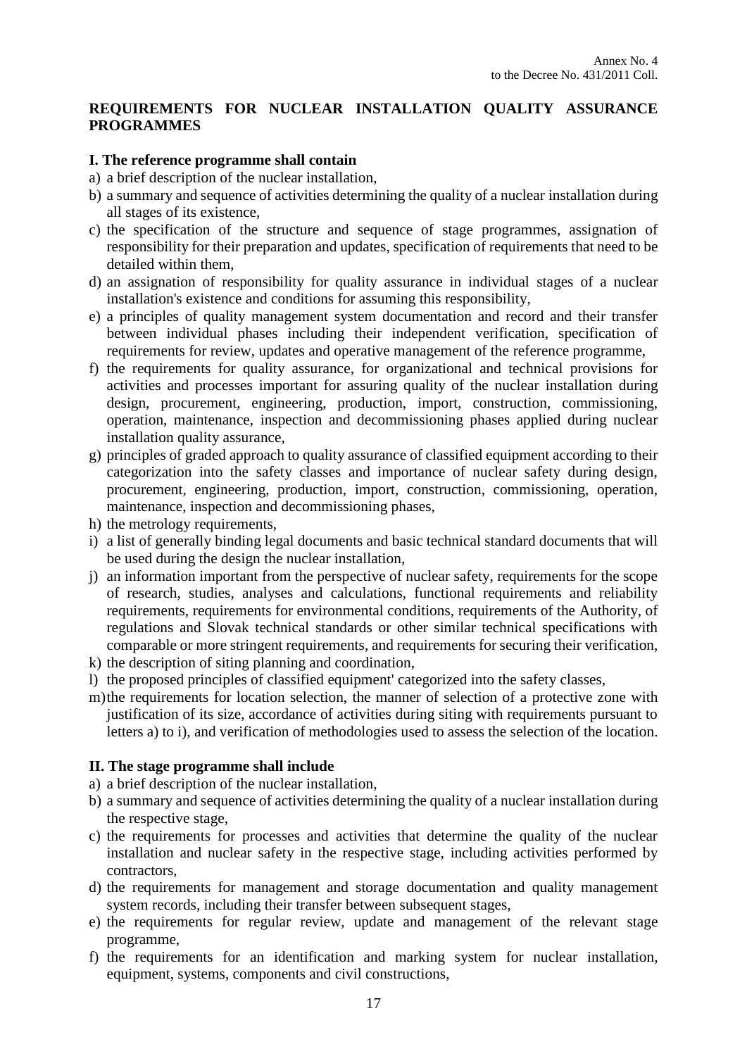Annex No. 4
to the Decree No. 431/2011 Coll.

## REQUIREMENTS FOR NUCLEAR INSTALLATION QUALITY ASSURANCE PROGRAMMES

### I. The reference programme shall contain

a) a brief description of the nuclear installation,
b) a summary and sequence of activities determining the quality of a nuclear installation during all stages of its existence,
c) the specification of the structure and sequence of stage programmes, assignation of responsibility for their preparation and updates, specification of requirements that need to be detailed within them,
d) an assignation of responsibility for quality assurance in individual stages of a nuclear installation's existence and conditions for assuming this responsibility,
e) a principles of quality management system documentation and record and their transfer between individual phases including their independent verification, specification of requirements for review, updates and operative management of the reference programme,
f) the requirements for quality assurance, for organizational and technical provisions for activities and processes important for assuring quality of the nuclear installation during design, procurement, engineering, production, import, construction, commissioning, operation, maintenance, inspection and decommissioning phases applied during nuclear installation quality assurance,
g) principles of graded approach to quality assurance of classified equipment according to their categorization into the safety classes and importance of nuclear safety during design, procurement, engineering, production, import, construction, commissioning, operation, maintenance, inspection and decommissioning phases,
h) the metrology requirements,
i) a list of generally binding legal documents and basic technical standard documents that will be used during the design the nuclear installation,
j) an information important from the perspective of nuclear safety, requirements for the scope of research, studies, analyses and calculations, functional requirements and reliability requirements, requirements for environmental conditions, requirements of the Authority, of regulations and Slovak technical standards or other similar technical specifications with comparable or more stringent requirements, and requirements for securing their verification,
k) the description of siting planning and coordination,
l) the proposed principles of classified equipment' categorized into the safety classes,
m) the requirements for location selection, the manner of selection of a protective zone with justification of its size, accordance of activities during siting with requirements pursuant to letters a) to i), and verification of methodologies used to assess the selection of the location.

### II. The stage programme shall include

a) a brief description of the nuclear installation,
b) a summary and sequence of activities determining the quality of a nuclear installation during the respective stage,
c) the requirements for processes and activities that determine the quality of the nuclear installation and nuclear safety in the respective stage, including activities performed by contractors,
d) the requirements for management and storage documentation and quality management system records, including their transfer between subsequent stages,
e) the requirements for regular review, update and management of the relevant stage programme,
f) the requirements for an identification and marking system for nuclear installation, equipment, systems, components and civil constructions,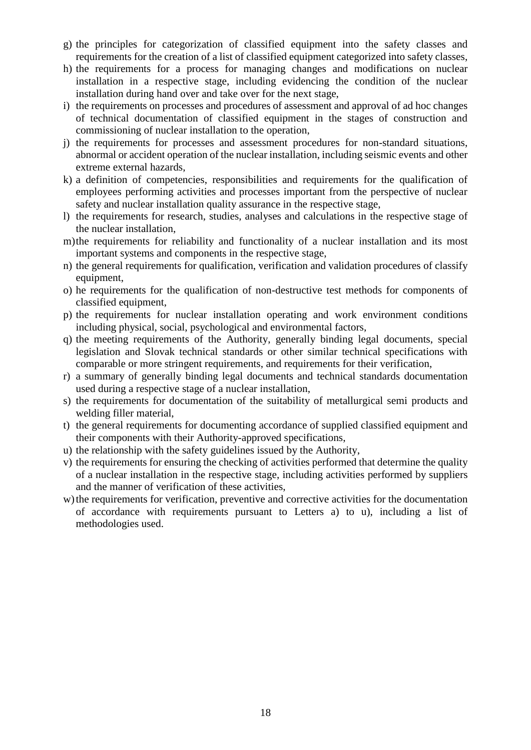g) the principles for categorization of classified equipment into the safety classes and requirements for the creation of a list of classified equipment categorized into safety classes,
h) the requirements for a process for managing changes and modifications on nuclear installation in a respective stage, including evidencing the condition of the nuclear installation during hand over and take over for the next stage,
i) the requirements on processes and procedures of assessment and approval of ad hoc changes of technical documentation of classified equipment in the stages of construction and commissioning of nuclear installation to the operation,
j) the requirements for processes and assessment procedures for non-standard situations, abnormal or accident operation of the nuclear installation, including seismic events and other extreme external hazards,
k) a definition of competencies, responsibilities and requirements for the qualification of employees performing activities and processes important from the perspective of nuclear safety and nuclear installation quality assurance in the respective stage,
l) the requirements for research, studies, analyses and calculations in the respective stage of the nuclear installation,
m) the requirements for reliability and functionality of a nuclear installation and its most important systems and components in the respective stage,
n) the general requirements for qualification, verification and validation procedures of classify equipment,
o) he requirements for the qualification of non-destructive test methods for components of classified equipment,
p) the requirements for nuclear installation operating and work environment conditions including physical, social, psychological and environmental factors,
q) the meeting requirements of the Authority, generally binding legal documents, special legislation and Slovak technical standards or other similar technical specifications with comparable or more stringent requirements, and requirements for their verification,
r) a summary of generally binding legal documents and technical standards documentation used during a respective stage of a nuclear installation,
s) the requirements for documentation of the suitability of metallurgical semi products and welding filler material,
t) the general requirements for documenting accordance of supplied classified equipment and their components with their Authority-approved specifications,
u) the relationship with the safety guidelines issued by the Authority,
v) the requirements for ensuring the checking of activities performed that determine the quality of a nuclear installation in the respective stage, including activities performed by suppliers and the manner of verification of these activities,
w) the requirements for verification, preventive and corrective activities for the documentation of accordance with requirements pursuant to Letters a) to u), including a list of methodologies used.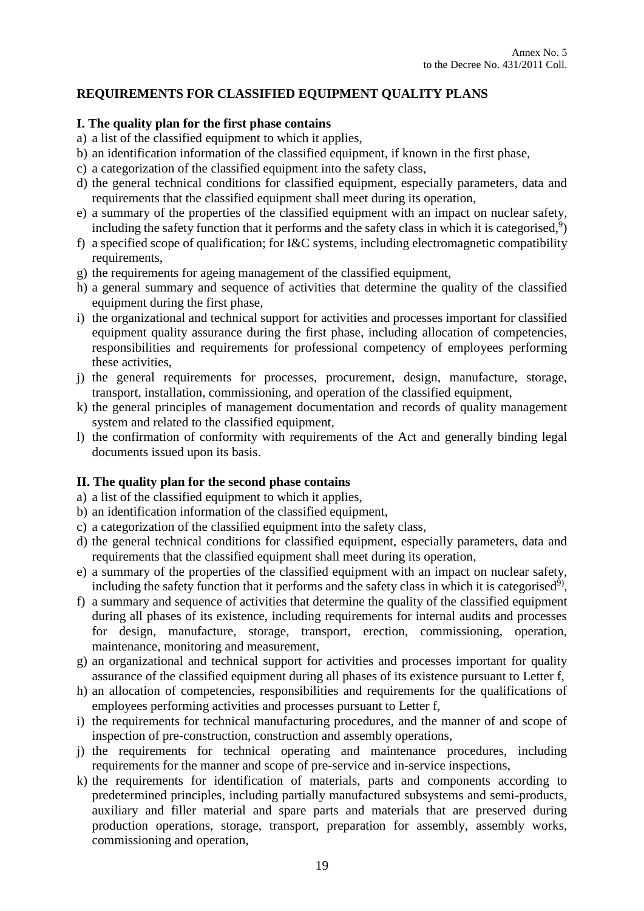Annex No. 5
to the Decree No. 431/2011 Coll.

## REQUIREMENTS FOR CLASSIFIED EQUIPMENT QUALITY PLANS

### I. The quality plan for the first phase contains

a) a list of the classified equipment to which it applies,
b) an identification information of the classified equipment, if known in the first phase,
c) a categorization of the classified equipment into the safety class,
d) the general technical conditions for classified equipment, especially parameters, data and requirements that the classified equipment shall meet during its operation,
e) a summary of the properties of the classified equipment with an impact on nuclear safety, including the safety function that it performs and the safety class in which it is categorised,[9])
f) a specified scope of qualification; for I&C systems, including electromagnetic compatibility requirements,
g) the requirements for ageing management of the classified equipment,
h) a general summary and sequence of activities that determine the quality of the classified equipment during the first phase,
i) the organizational and technical support for activities and processes important for classified equipment quality assurance during the first phase, including allocation of competencies, responsibilities and requirements for professional competency of employees performing these activities,
j) the general requirements for processes, procurement, design, manufacture, storage, transport, installation, commissioning, and operation of the classified equipment,
k) the general principles of management documentation and records of quality management system and related to the classified equipment,
l) the confirmation of conformity with requirements of the Act and generally binding legal documents issued upon its basis.

### II. The quality plan for the second phase contains

a) a list of the classified equipment to which it applies,
b) an identification information of the classified equipment,
c) a categorization of the classified equipment into the safety class,
d) the general technical conditions for classified equipment, especially parameters, data and requirements that the classified equipment shall meet during its operation,
e) a summary of the properties of the classified equipment with an impact on nuclear safety, including the safety function that it performs and the safety class in which it is categorised[9]),
f) a summary and sequence of activities that determine the quality of the classified equipment during all phases of its existence, including requirements for internal audits and processes for design, manufacture, storage, transport, erection, commissioning, operation, maintenance, monitoring and measurement,
g) an organizational and technical support for activities and processes important for quality assurance of the classified equipment during all phases of its existence pursuant to Letter f,
h) an allocation of competencies, responsibilities and requirements for the qualifications of employees performing activities and processes pursuant to Letter f,
i) the requirements for technical manufacturing procedures, and the manner of and scope of inspection of pre-construction, construction and assembly operations,
j) the requirements for technical operating and maintenance procedures, including requirements for the manner and scope of pre-service and in-service inspections,
k) the requirements for identification of materials, parts and components according to predetermined principles, including partially manufactured subsystems and semi-products, auxiliary and filler material and spare parts and materials that are preserved during production operations, storage, transport, preparation for assembly, assembly works, commissioning and operation,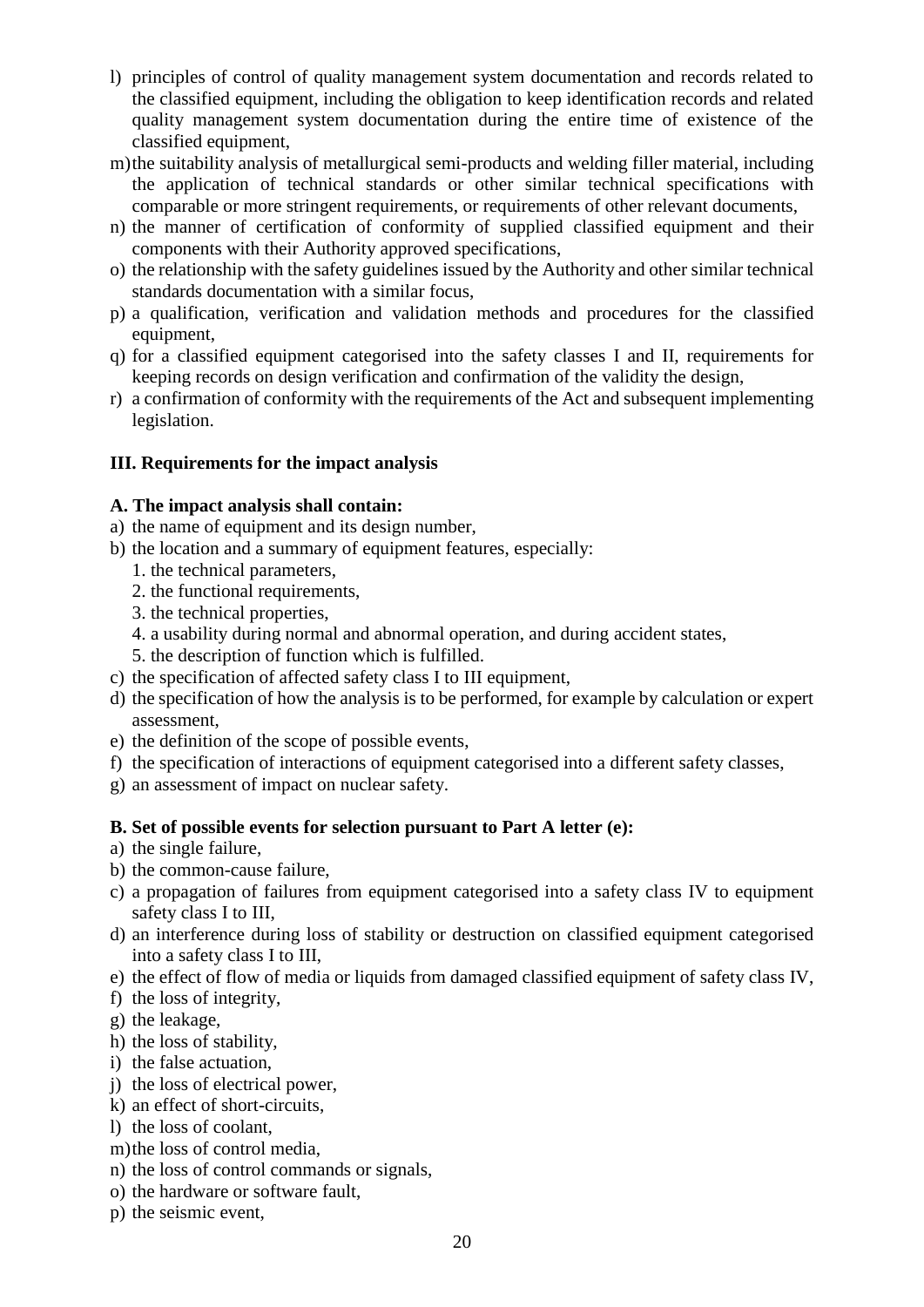l) principles of control of quality management system documentation and records related to the classified equipment, including the obligation to keep identification records and related quality management system documentation during the entire time of existence of the classified equipment,
m) the suitability analysis of metallurgical semi-products and welding filler material, including the application of technical standards or other similar technical specifications with comparable or more stringent requirements, or requirements of other relevant documents,
n) the manner of certification of conformity of supplied classified equipment and their components with their Authority approved specifications,
o) the relationship with the safety guidelines issued by the Authority and other similar technical standards documentation with a similar focus,
p) a qualification, verification and validation methods and procedures for the classified equipment,
q) for a classified equipment categorised into the safety classes I and II, requirements for keeping records on design verification and confirmation of the validity the design,
r) a confirmation of conformity with the requirements of the Act and subsequent implementing legislation.

**III. Requirements for the impact analysis**

**A. The impact analysis shall contain:**

a) the name of equipment and its design number,
b) the location and a summary of equipment features, especially:
   1. the technical parameters,
   2. the functional requirements,
   3. the technical properties,
   4. a usability during normal and abnormal operation, and during accident states,
   5. the description of function which is fulfilled.
c) the specification of affected safety class I to III equipment,
d) the specification of how the analysis is to be performed, for example by calculation or expert assessment,
e) the definition of the scope of possible events,
f) the specification of interactions of equipment categorised into a different safety classes,
g) an assessment of impact on nuclear safety.

**B. Set of possible events for selection pursuant to Part A letter (e):**

a) the single failure,
b) the common-cause failure,
c) a propagation of failures from equipment categorised into a safety class IV to equipment safety class I to III,
d) an interference during loss of stability or destruction on classified equipment categorised into a safety class I to III,
e) the effect of flow of media or liquids from damaged classified equipment of safety class IV,
f) the loss of integrity,
g) the leakage,
h) the loss of stability,
i) the false actuation,
j) the loss of electrical power,
k) an effect of short-circuits,
l) the loss of coolant,
m) the loss of control media,
n) the loss of control commands or signals,
o) the hardware or software fault,
p) the seismic event,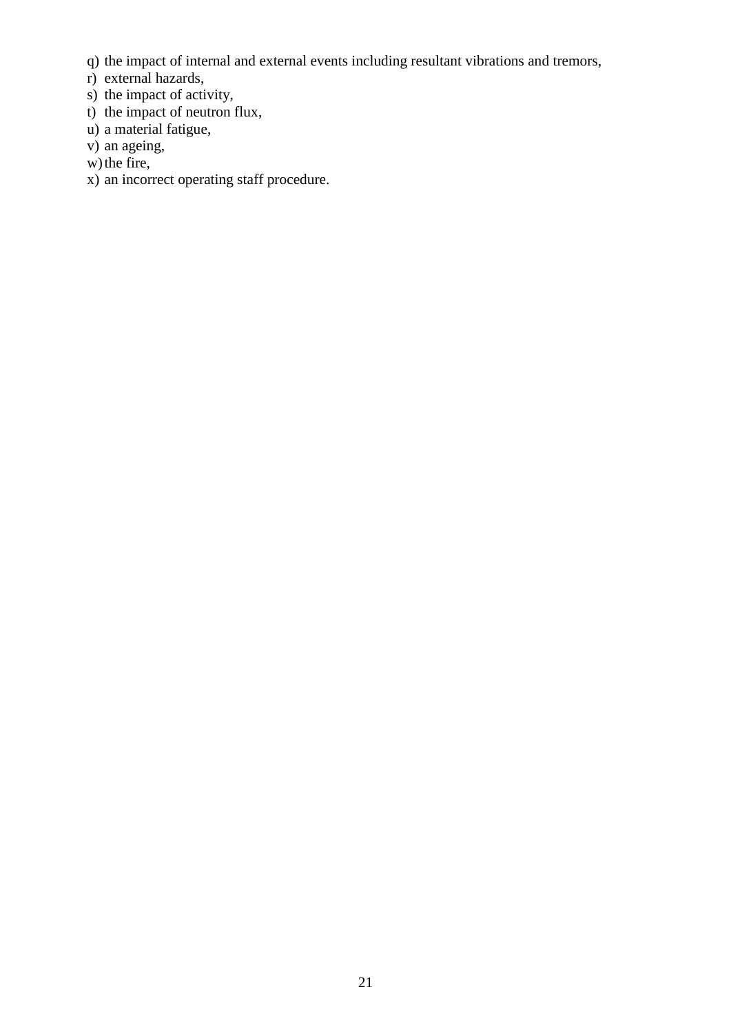q) the impact of internal and external events including resultant vibrations and tremors,
r) external hazards,
s) the impact of activity,
t) the impact of neutron flux,
u) a material fatigue,
v) an ageing,
w) the fire,
x) an incorrect operating staff procedure.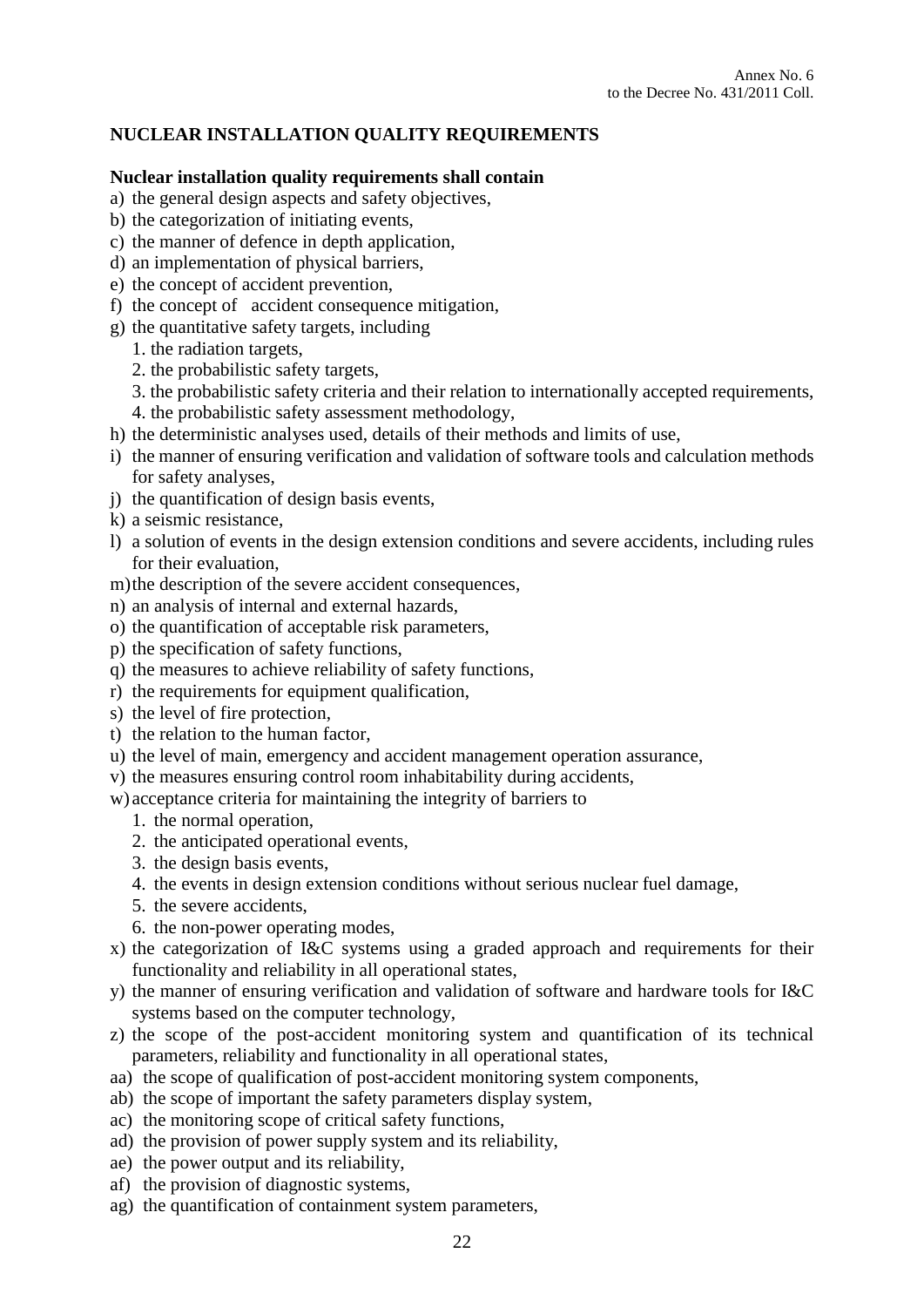Annex No. 6
to the Decree No. 431/2011 Coll.

## NUCLEAR INSTALLATION QUALITY REQUIREMENTS

**Nuclear installation quality requirements shall contain**

a) the general design aspects and safety objectives,
b) the categorization of initiating events,
c) the manner of defence in depth application,
d) an implementation of physical barriers,
e) the concept of accident prevention,
f) the concept of accident consequence mitigation,
g) the quantitative safety targets, including
   1. the radiation targets,
   2. the probabilistic safety targets,
   3. the probabilistic safety criteria and their relation to internationally accepted requirements,
   4. the probabilistic safety assessment methodology,
h) the deterministic analyses used, details of their methods and limits of use,
i) the manner of ensuring verification and validation of software tools and calculation methods for safety analyses,
j) the quantification of design basis events,
k) a seismic resistance,
l) a solution of events in the design extension conditions and severe accidents, including rules for their evaluation,
m) the description of the severe accident consequences,
n) an analysis of internal and external hazards,
o) the quantification of acceptable risk parameters,
p) the specification of safety functions,
q) the measures to achieve reliability of safety functions,
r) the requirements for equipment qualification,
s) the level of fire protection,
t) the relation to the human factor,
u) the level of main, emergency and accident management operation assurance,
v) the measures ensuring control room inhabitability during accidents,
w) acceptance criteria for maintaining the integrity of barriers to
   1. the normal operation,
   2. the anticipated operational events,
   3. the design basis events,
   4. the events in design extension conditions without serious nuclear fuel damage,
   5. the severe accidents,
   6. the non-power operating modes,
x) the categorization of I&C systems using a graded approach and requirements for their functionality and reliability in all operational states,
y) the manner of ensuring verification and validation of software and hardware tools for I&C systems based on the computer technology,
z) the scope of the post-accident monitoring system and quantification of its technical parameters, reliability and functionality in all operational states,
aa) the scope of qualification of post-accident monitoring system components,
ab) the scope of important the safety parameters display system,
ac) the monitoring scope of critical safety functions,
ad) the provision of power supply system and its reliability,
ae) the power output and its reliability,
af) the provision of diagnostic systems,
ag) the quantification of containment system parameters,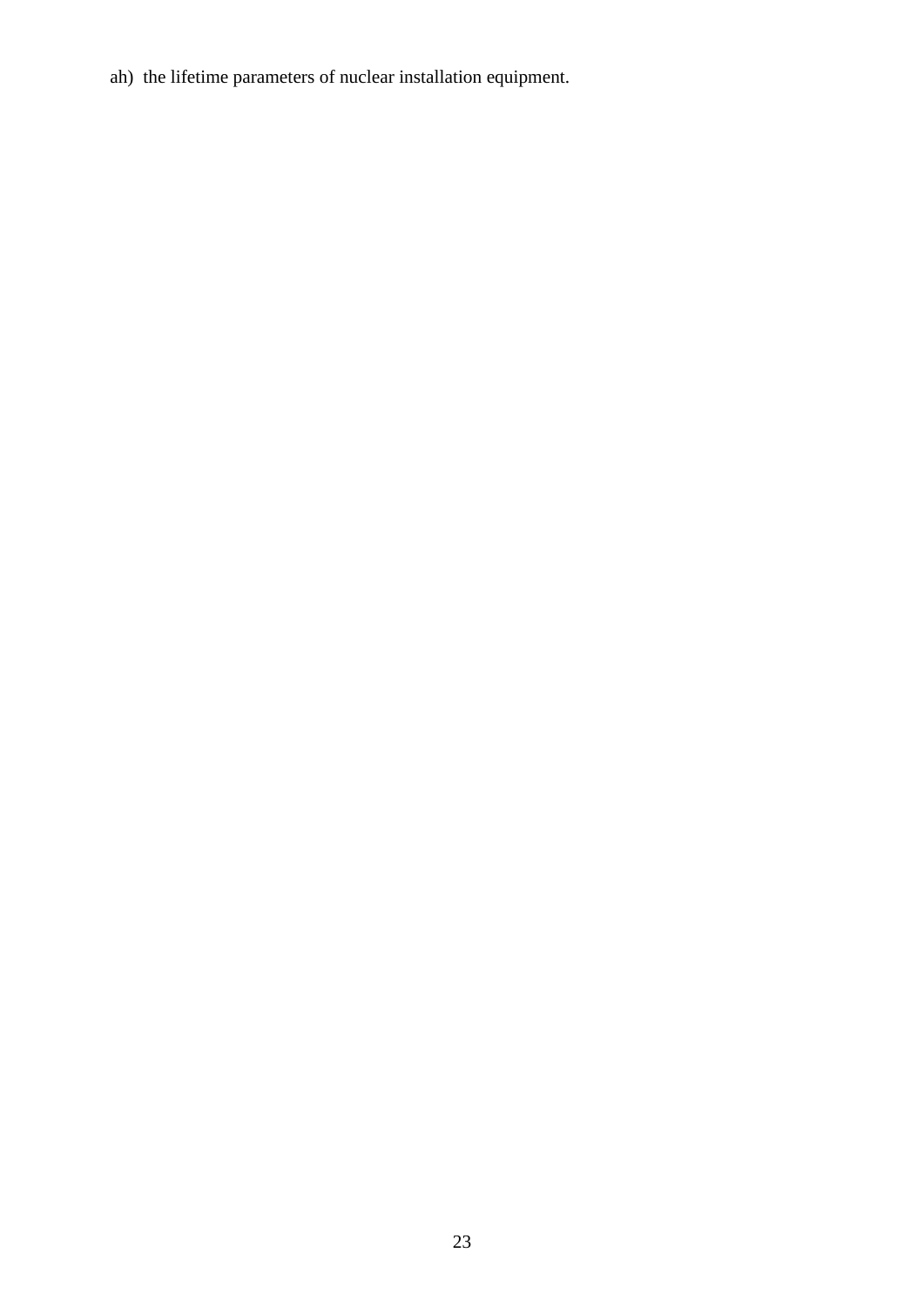ah) the lifetime parameters of nuclear installation equipment.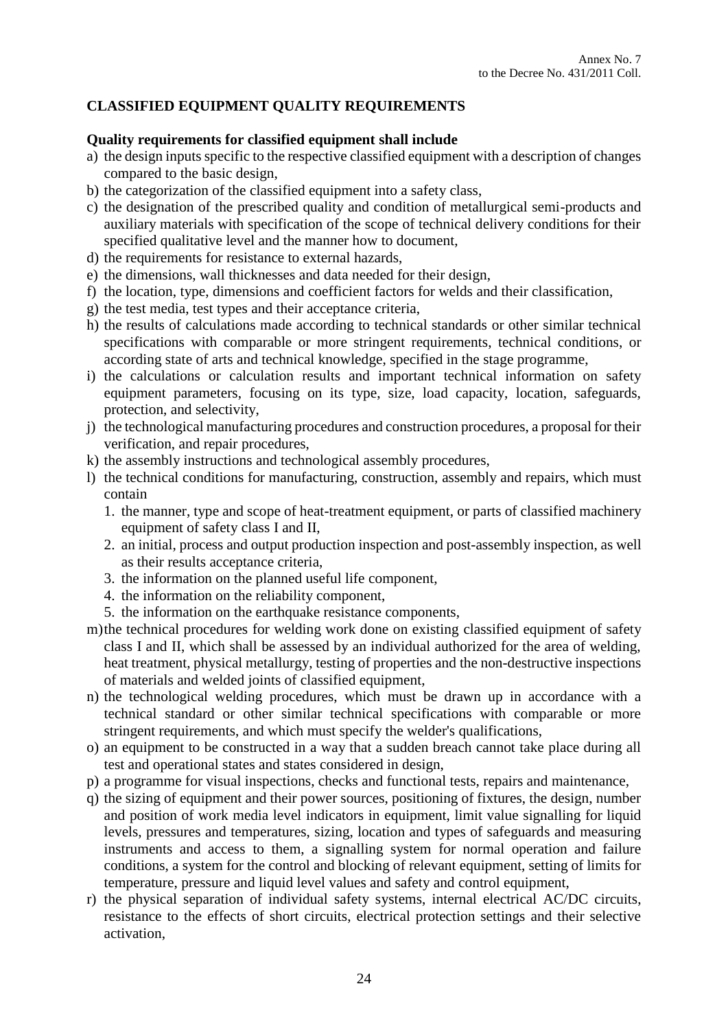Annex No. 7
to the Decree No. 431/2011 Coll.

## CLASSIFIED EQUIPMENT QUALITY REQUIREMENTS

**Quality requirements for classified equipment shall include**

a) the design inputs specific to the respective classified equipment with a description of changes compared to the basic design,
b) the categorization of the classified equipment into a safety class,
c) the designation of the prescribed quality and condition of metallurgical semi-products and auxiliary materials with specification of the scope of technical delivery conditions for their specified qualitative level and the manner how to document,
d) the requirements for resistance to external hazards,
e) the dimensions, wall thicknesses and data needed for their design,
f) the location, type, dimensions and coefficient factors for welds and their classification,
g) the test media, test types and their acceptance criteria,
h) the results of calculations made according to technical standards or other similar technical specifications with comparable or more stringent requirements, technical conditions, or according state of arts and technical knowledge, specified in the stage programme,
i) the calculations or calculation results and important technical information on safety equipment parameters, focusing on its type, size, load capacity, location, safeguards, protection, and selectivity,
j) the technological manufacturing procedures and construction procedures, a proposal for their verification, and repair procedures,
k) the assembly instructions and technological assembly procedures,
l) the technical conditions for manufacturing, construction, assembly and repairs, which must contain
   1. the manner, type and scope of heat-treatment equipment, or parts of classified machinery equipment of safety class I and II,
   2. an initial, process and output production inspection and post-assembly inspection, as well as their results acceptance criteria,
   3. the information on the planned useful life component,
   4. the information on the reliability component,
   5. the information on the earthquake resistance components,
m) the technical procedures for welding work done on existing classified equipment of safety class I and II, which shall be assessed by an individual authorized for the area of welding, heat treatment, physical metallurgy, testing of properties and the non-destructive inspections of materials and welded joints of classified equipment,
n) the technological welding procedures, which must be drawn up in accordance with a technical standard or other similar technical specifications with comparable or more stringent requirements, and which must specify the welder's qualifications,
o) an equipment to be constructed in a way that a sudden breach cannot take place during all test and operational states and states considered in design,
p) a programme for visual inspections, checks and functional tests, repairs and maintenance,
q) the sizing of equipment and their power sources, positioning of fixtures, the design, number and position of work media level indicators in equipment, limit value signalling for liquid levels, pressures and temperatures, sizing, location and types of safeguards and measuring instruments and access to them, a signalling system for normal operation and failure conditions, a system for the control and blocking of relevant equipment, setting of limits for temperature, pressure and liquid level values and safety and control equipment,
r) the physical separation of individual safety systems, internal electrical AC/DC circuits, resistance to the effects of short circuits, electrical protection settings and their selective activation,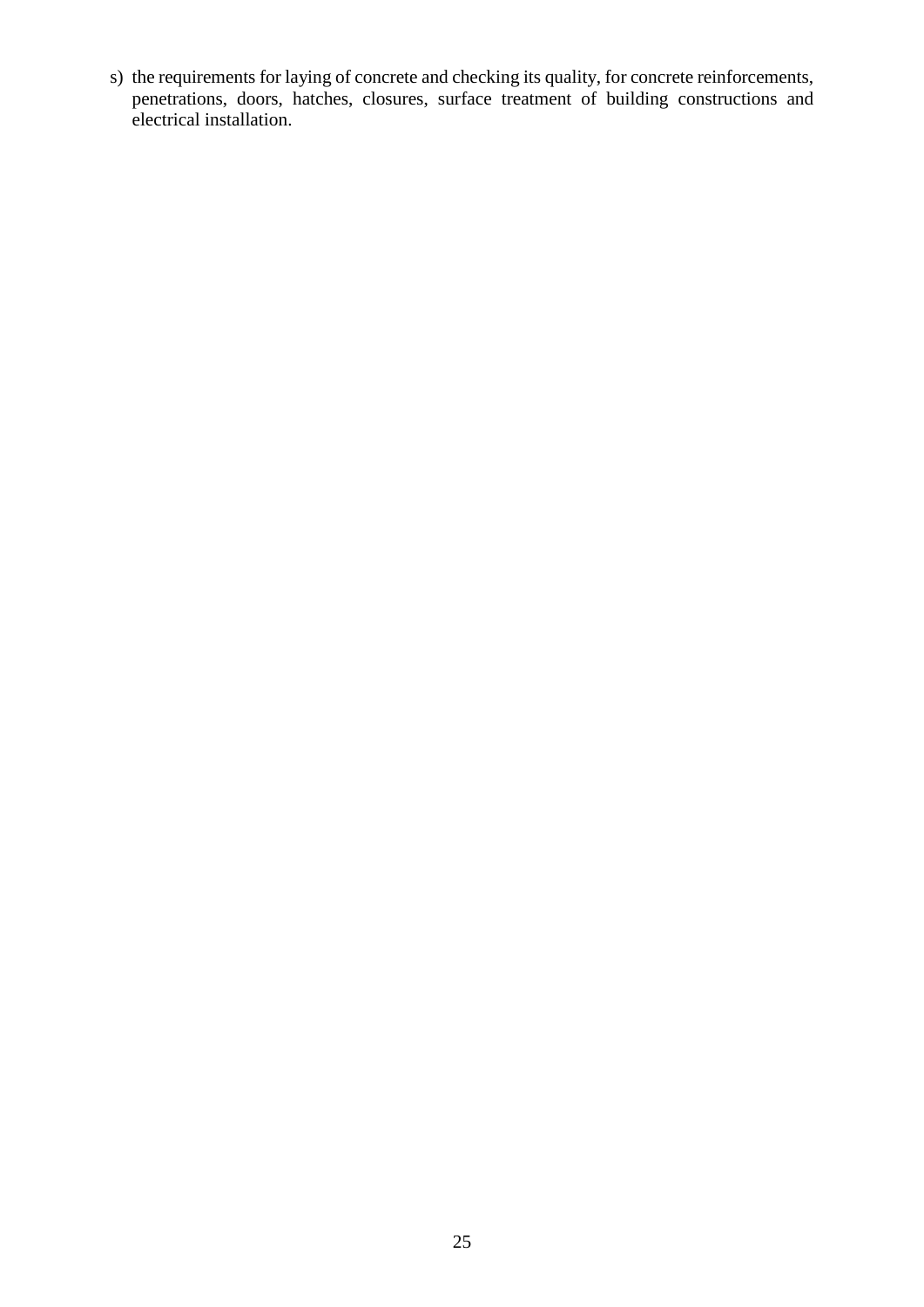s) the requirements for laying of concrete and checking its quality, for concrete reinforcements, penetrations, doors, hatches, closures, surface treatment of building constructions and electrical installation.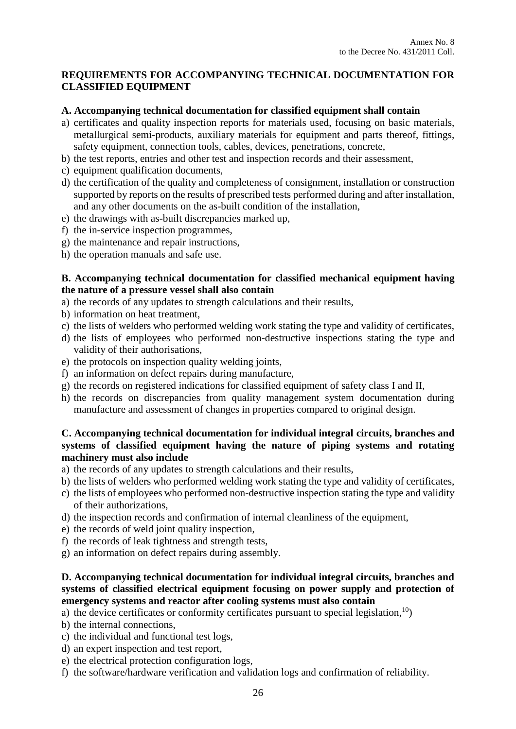Annex No. 8
to the Decree No. 431/2011 Coll.

## REQUIREMENTS FOR ACCOMPANYING TECHNICAL DOCUMENTATION FOR CLASSIFIED EQUIPMENT

### A. Accompanying technical documentation for classified equipment shall contain

a) certificates and quality inspection reports for materials used, focusing on basic materials, metallurgical semi-products, auxiliary materials for equipment and parts thereof, fittings, safety equipment, connection tools, cables, devices, penetrations, concrete,
b) the test reports, entries and other test and inspection records and their assessment,
c) equipment qualification documents,
d) the certification of the quality and completeness of consignment, installation or construction supported by reports on the results of prescribed tests performed during and after installation, and any other documents on the as-built condition of the installation,
e) the drawings with as-built discrepancies marked up,
f) the in-service inspection programmes,
g) the maintenance and repair instructions,
h) the operation manuals and safe use.

### B. Accompanying technical documentation for classified mechanical equipment having the nature of a pressure vessel shall also contain

a) the records of any updates to strength calculations and their results,
b) information on heat treatment,
c) the lists of welders who performed welding work stating the type and validity of certificates,
d) the lists of employees who performed non-destructive inspections stating the type and validity of their authorisations,
e) the protocols on inspection quality welding joints,
f) an information on defect repairs during manufacture,
g) the records on registered indications for classified equipment of safety class I and II,
h) the records on discrepancies from quality management system documentation during manufacture and assessment of changes in properties compared to original design.

### C. Accompanying technical documentation for individual integral circuits, branches and systems of classified equipment having the nature of piping systems and rotating machinery must also include

a) the records of any updates to strength calculations and their results,
b) the lists of welders who performed welding work stating the type and validity of certificates,
c) the lists of employees who performed non-destructive inspection stating the type and validity of their authorizations,
d) the inspection records and confirmation of internal cleanliness of the equipment,
e) the records of weld joint quality inspection,
f) the records of leak tightness and strength tests,
g) an information on defect repairs during assembly.

### D. Accompanying technical documentation for individual integral circuits, branches and systems of classified electrical equipment focusing on power supply and protection of emergency systems and reactor after cooling systems must also contain

a) the device certificates or conformity certificates pursuant to special legislation,[10])
b) the internal connections,
c) the individual and functional test logs,
d) an expert inspection and test report,
e) the electrical protection configuration logs,
f) the software/hardware verification and validation logs and confirmation of reliability.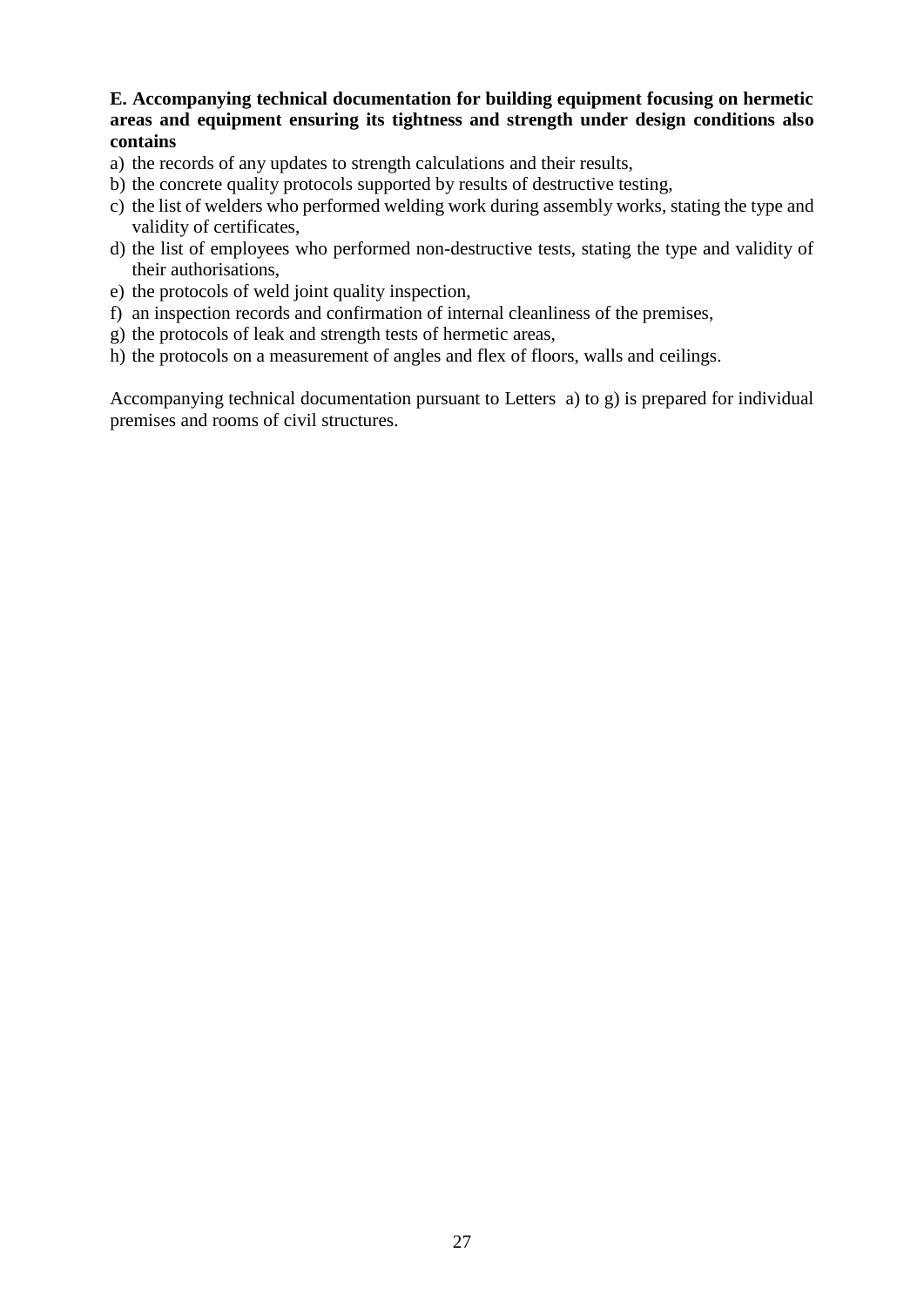**E. Accompanying technical documentation for building equipment focusing on hermetic areas and equipment ensuring its tightness and strength under design conditions also contains**

a) the records of any updates to strength calculations and their results,
b) the concrete quality protocols supported by results of destructive testing,
c) the list of welders who performed welding work during assembly works, stating the type and validity of certificates,
d) the list of employees who performed non-destructive tests, stating the type and validity of their authorisations,
e) the protocols of weld joint quality inspection,
f) an inspection records and confirmation of internal cleanliness of the premises,
g) the protocols of leak and strength tests of hermetic areas,
h) the protocols on a measurement of angles and flex of floors, walls and ceilings.

Accompanying technical documentation pursuant to Letters a) to g) is prepared for individual premises and rooms of civil structures.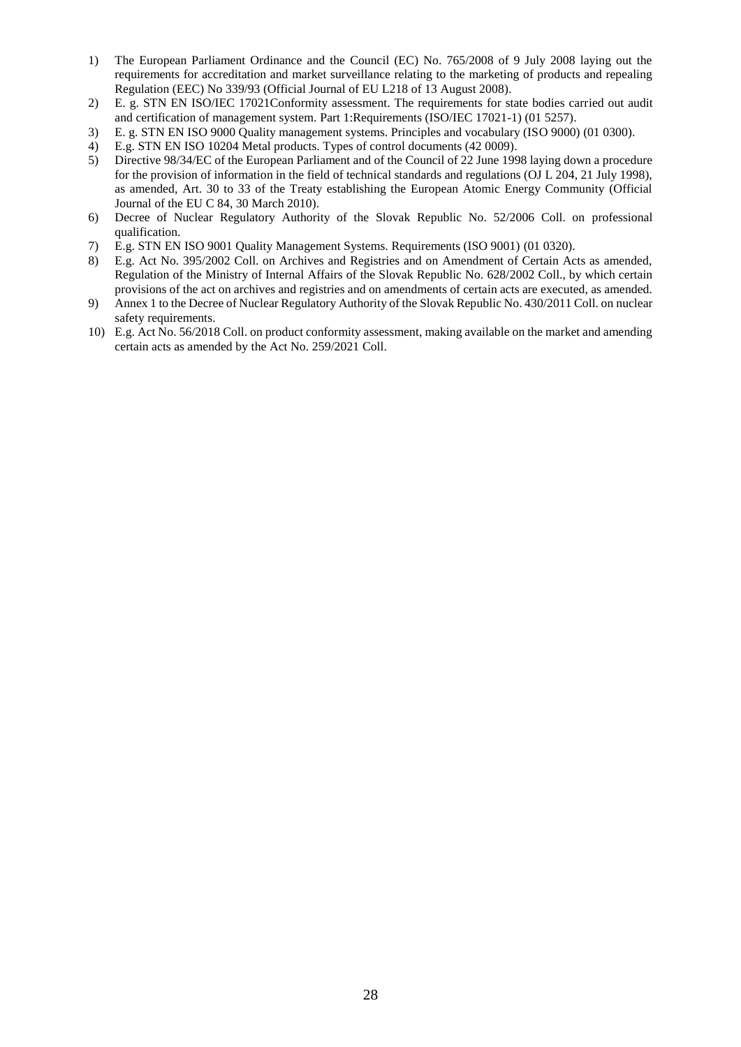1) The European Parliament Ordinance and the Council (EC) No. 765/2008 of 9 July 2008 laying out the requirements for accreditation and market surveillance relating to the marketing of products and repealing Regulation (EEC) No 339/93 (Official Journal of EU L218 of 13 August 2008).
2) E. g. STN EN ISO/IEC 17021Conformity assessment. The requirements for state bodies carried out audit and certification of management system. Part 1:Requirements (ISO/IEC 17021-1) (01 5257).
3) E. g. STN EN ISO 9000 Quality management systems. Principles and vocabulary (ISO 9000) (01 0300).
4) E.g. STN EN ISO 10204 Metal products. Types of control documents (42 0009).
5) Directive 98/34/EC of the European Parliament and of the Council of 22 June 1998 laying down a procedure for the provision of information in the field of technical standards and regulations (OJ L 204, 21 July 1998), as amended, Art. 30 to 33 of the Treaty establishing the European Atomic Energy Community (Official Journal of the EU C 84, 30 March 2010).
6) Decree of Nuclear Regulatory Authority of the Slovak Republic No. 52/2006 Coll. on professional qualification.
7) E.g. STN EN ISO 9001 Quality Management Systems. Requirements (ISO 9001) (01 0320).
8) E.g. Act No. 395/2002 Coll. on Archives and Registries and on Amendment of Certain Acts as amended, Regulation of the Ministry of Internal Affairs of the Slovak Republic No. 628/2002 Coll., by which certain provisions of the act on archives and registries and on amendments of certain acts are executed, as amended.
9) Annex 1 to the Decree of Nuclear Regulatory Authority of the Slovak Republic No. 430/2011 Coll. on nuclear safety requirements.
10) E.g. Act No. 56/2018 Coll. on product conformity assessment, making available on the market and amending certain acts as amended by the Act No. 259/2021 Coll.